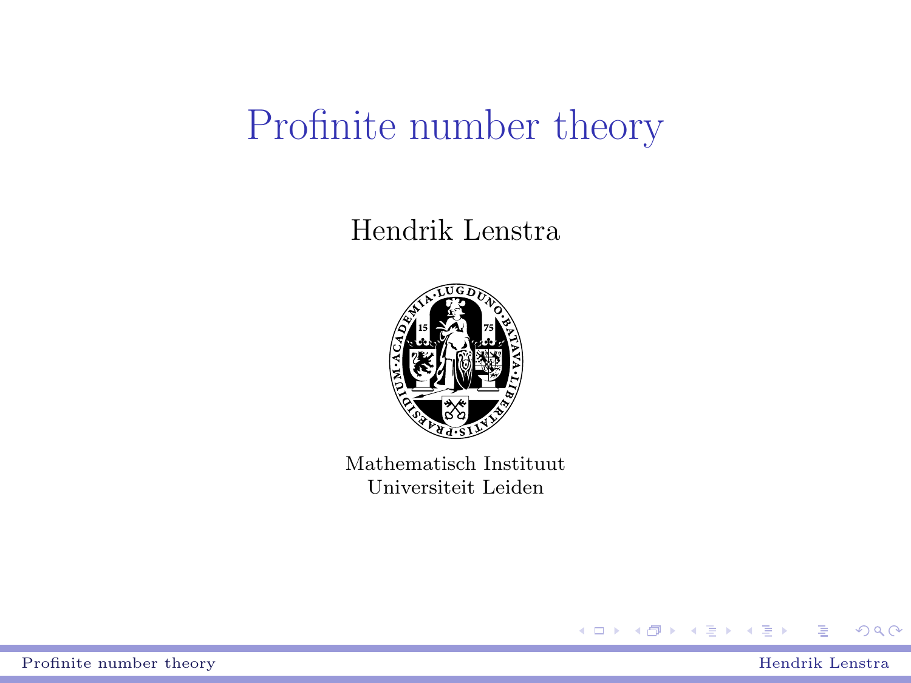# Profinite number theory

Hendrik Lenstra

Mathematisch Instituut
Universiteit Leiden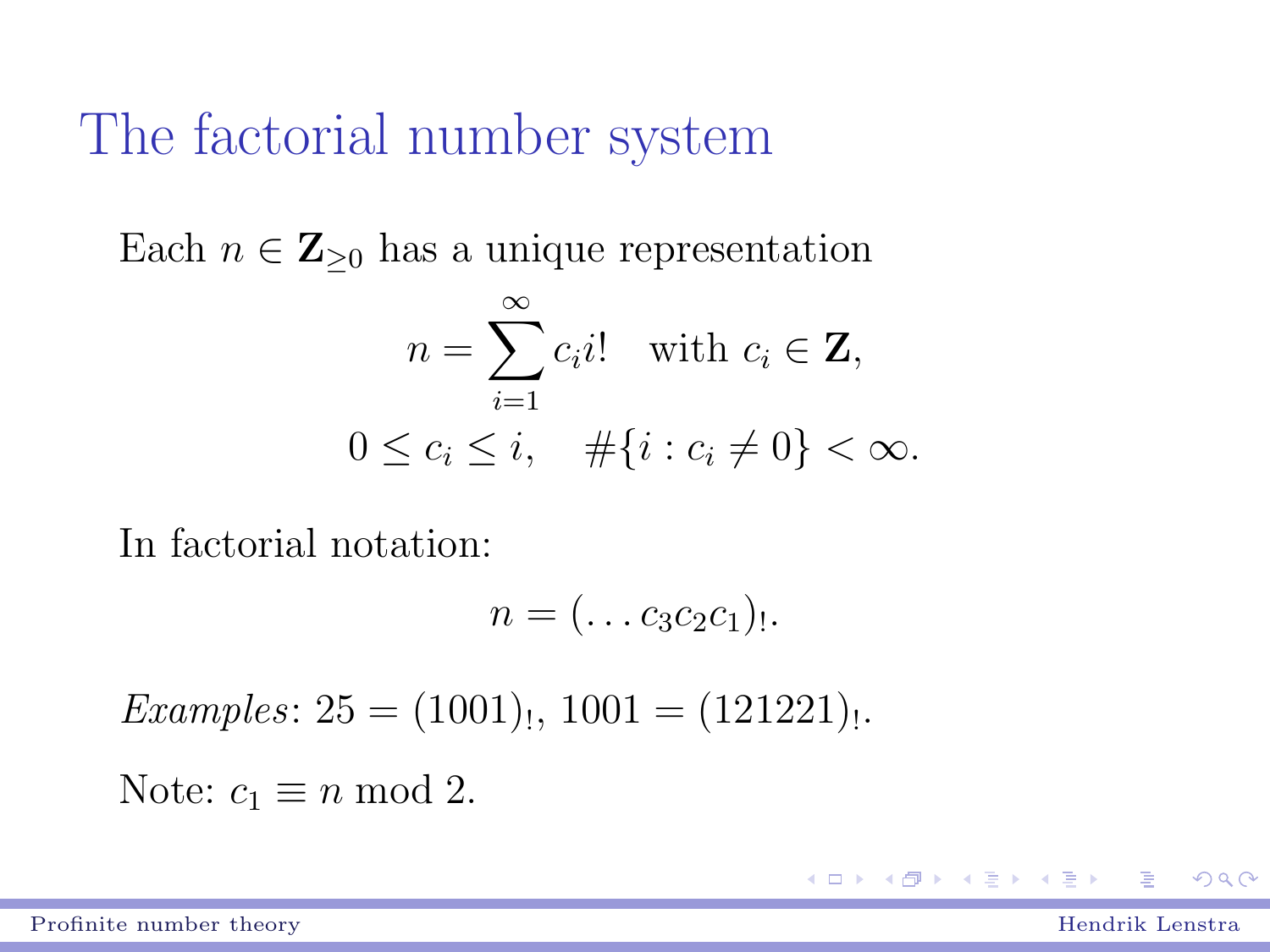# The factorial number system

Each $n \in \mathbf{Z}_{\geq 0}$ has a unique representation

$$n = \sum_{i=1}^{\infty} c_i i! \quad \text{with } c_i \in \mathbf{Z},$$
$$0 \leq c_i \leq i, \quad \#\{i : c_i \neq 0\} < \infty.$$

In factorial notation:

$$n = (\ldots c_3 c_2 c_1)_!.$$

*Examples*: $25 = (1001)_!$, $1001 = (121221)_!$.

Note: $c_1 \equiv n \bmod 2$.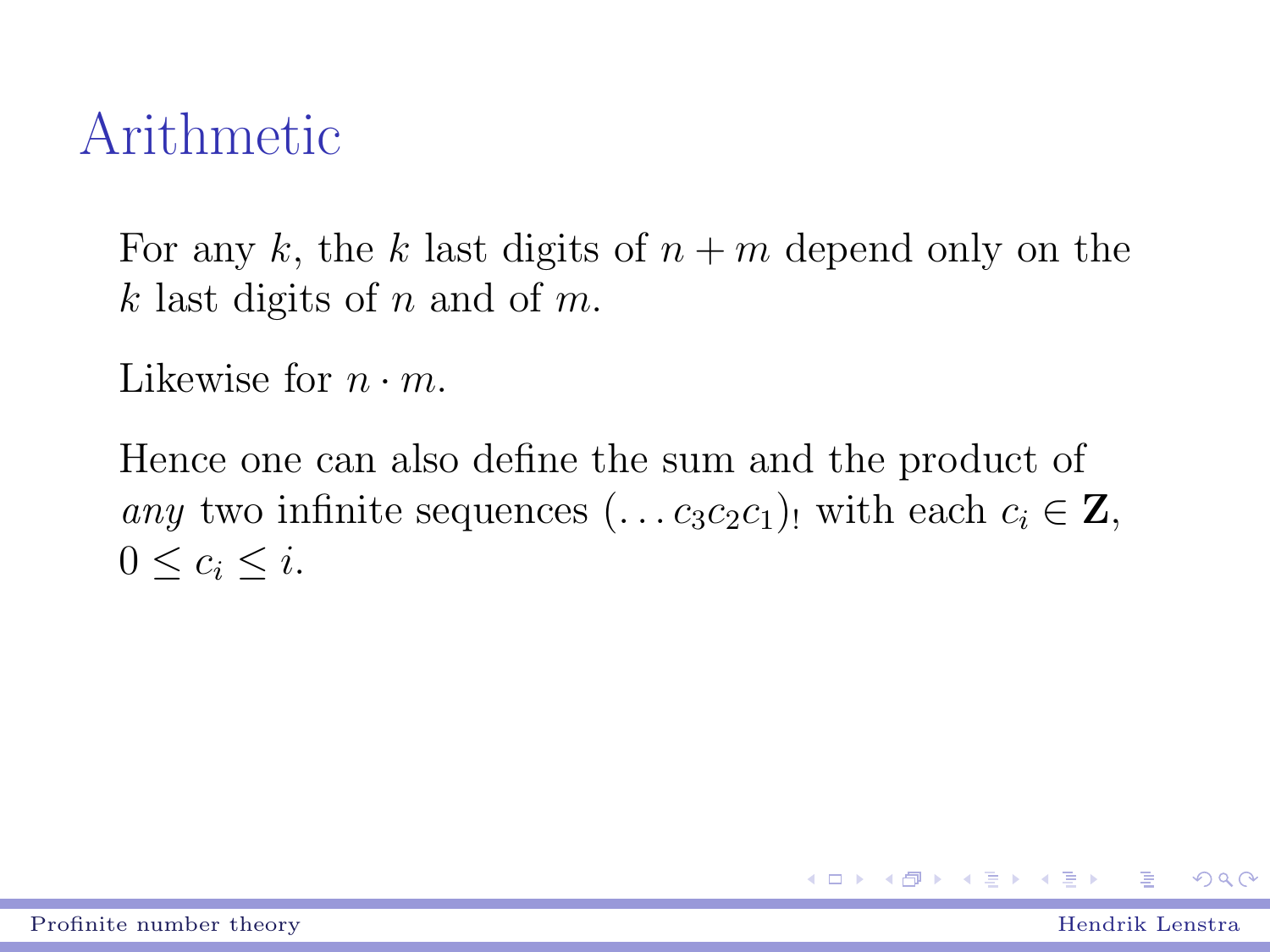# Arithmetic

For any $k$, the $k$ last digits of $n + m$ depend only on the $k$ last digits of $n$ and of $m$.

Likewise for $n \cdot m$.

Hence one can also define the sum and the product of *any* two infinite sequences $(\ldots c_3 c_2 c_1)_!$ with each $c_i \in \mathbf{Z}$, $0 \leq c_i \leq i$.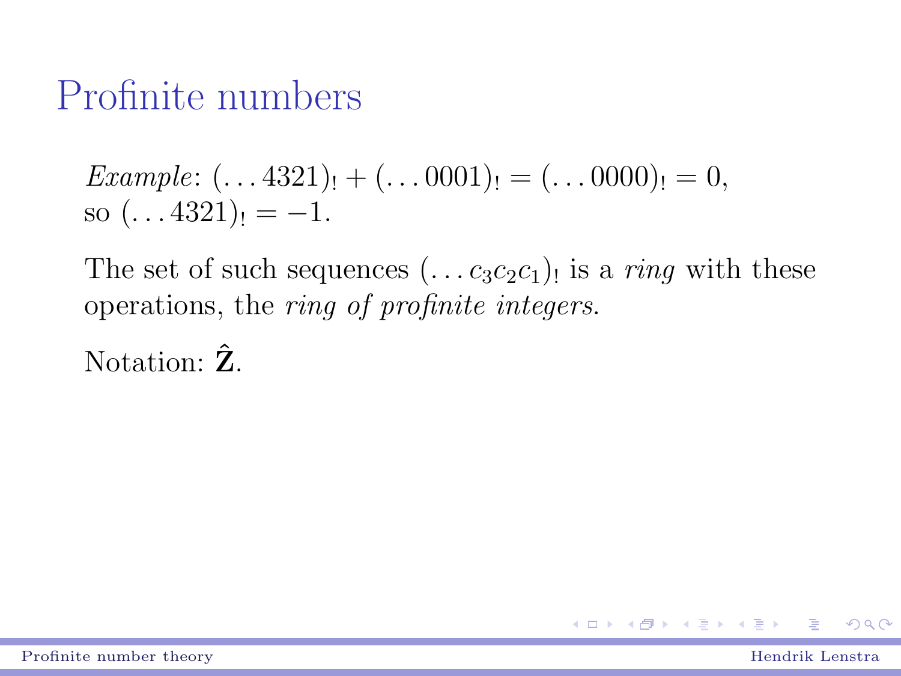# Profinite numbers

*Example*: $(\ldots 4321)_! + (\ldots 0001)_! = (\ldots 0000)_! = 0$, so $(\ldots 4321)_! = -1$.

The set of such sequences $(\ldots c_3 c_2 c_1)_!$ is a *ring* with these operations, the *ring of profinite integers*.

Notation: $\hat{\mathbf{Z}}$.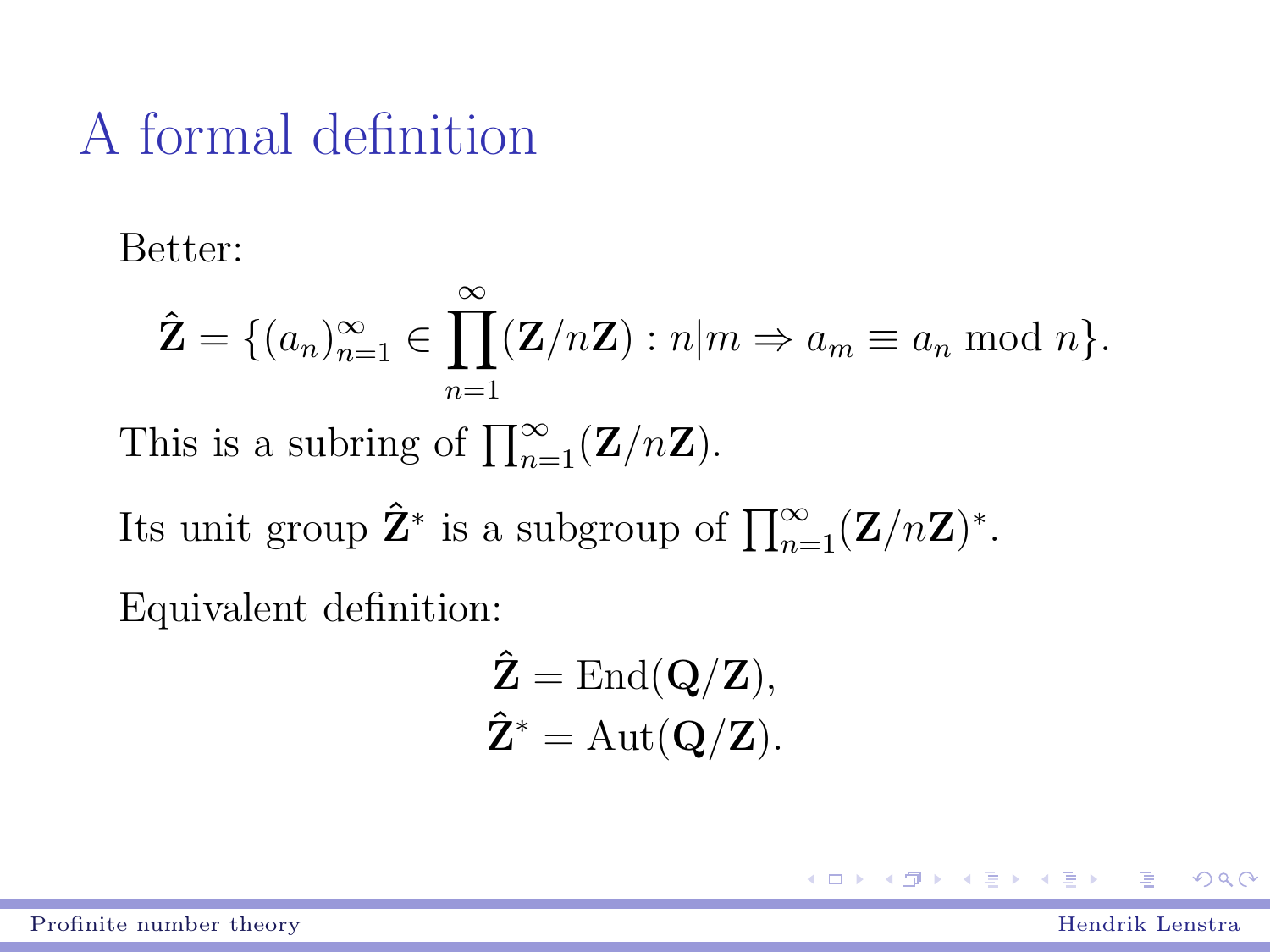# A formal definition

Better:

$$\hat{\mathbf{Z}} = \{(a_n)_{n=1}^{\infty} \in \prod_{n=1}^{\infty} (\mathbf{Z}/n\mathbf{Z}) : n|m \Rightarrow a_m \equiv a_n \bmod n\}.$$

This is a subring of $\prod_{n=1}^{\infty}(\mathbf{Z}/n\mathbf{Z})$.

Its unit group $\hat{\mathbf{Z}}^*$ is a subgroup of $\prod_{n=1}^{\infty}(\mathbf{Z}/n\mathbf{Z})^*$.

Equivalent definition:

$$\hat{\mathbf{Z}} = \mathrm{End}(\mathbf{Q}/\mathbf{Z}),$$
$$\hat{\mathbf{Z}}^* = \mathrm{Aut}(\mathbf{Q}/\mathbf{Z}).$$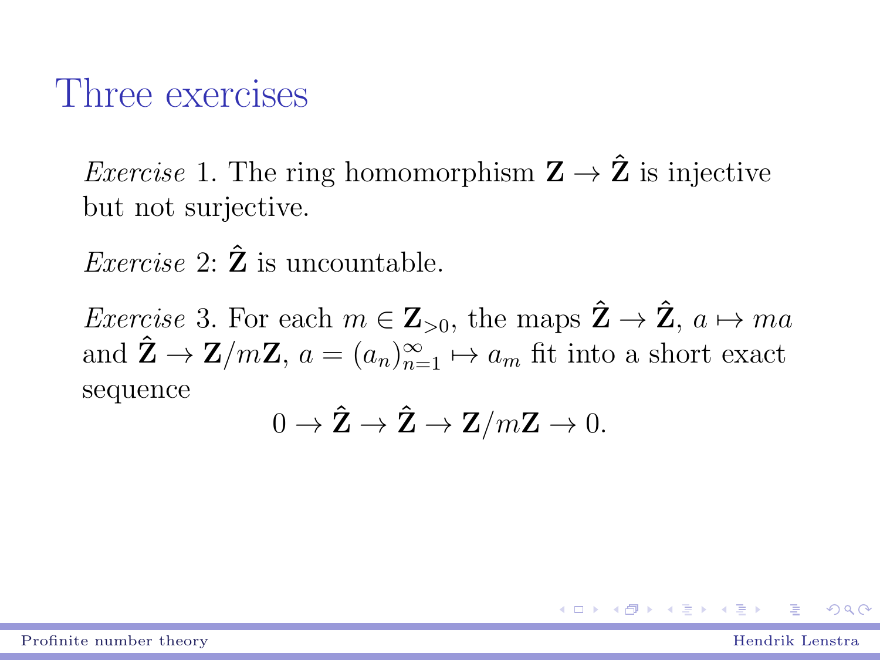# Three exercises

*Exercise* 1. The ring homomorphism $\mathbf{Z} \to \hat{\mathbf{Z}}$ is injective but not surjective.

*Exercise* 2: $\hat{\mathbf{Z}}$ is uncountable.

*Exercise* 3. For each $m \in \mathbf{Z}_{>0}$, the maps $\hat{\mathbf{Z}} \to \hat{\mathbf{Z}}$, $a \mapsto ma$ and $\hat{\mathbf{Z}} \to \mathbf{Z}/m\mathbf{Z}$, $a = (a_n)_{n=1}^{\infty} \mapsto a_m$ fit into a short exact sequence

$$0 \to \hat{\mathbf{Z}} \to \hat{\mathbf{Z}} \to \mathbf{Z}/m\mathbf{Z} \to 0.$$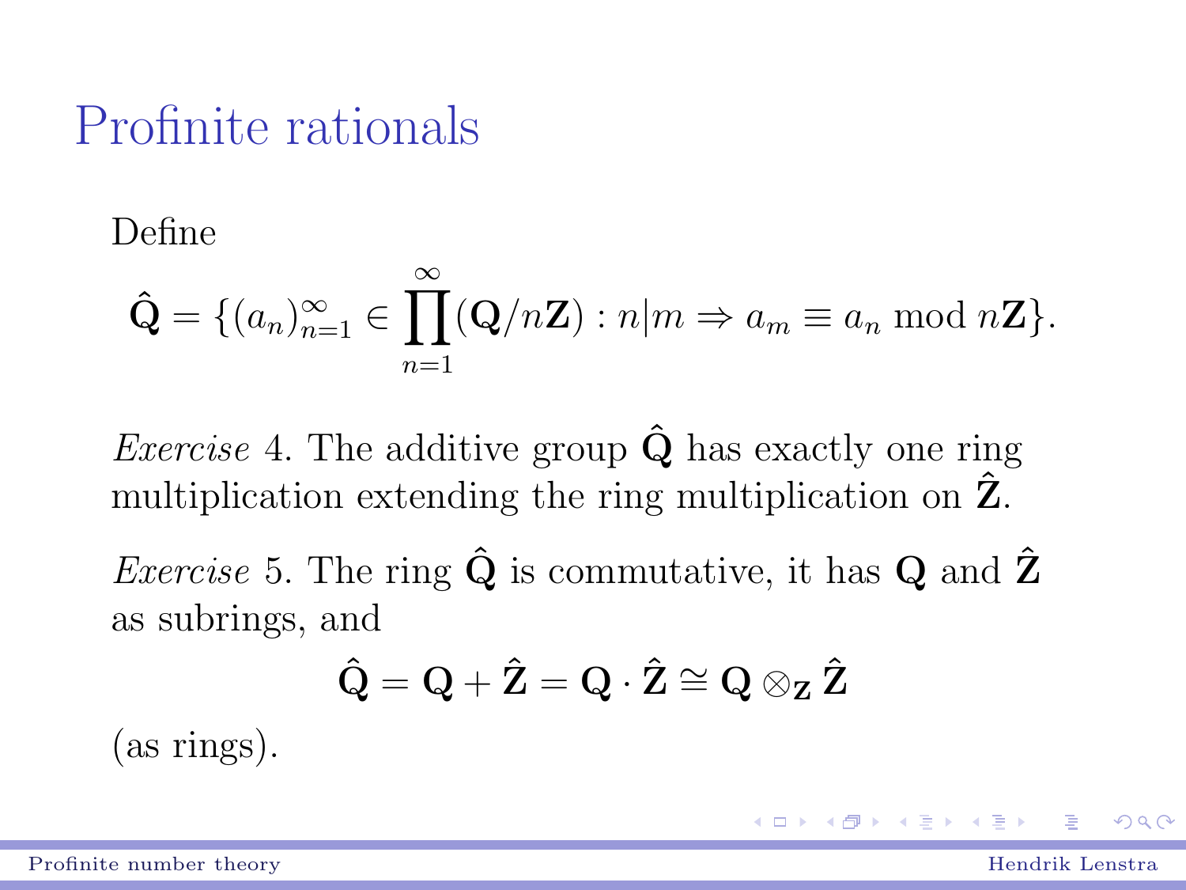# Profinite rationals

Define

$$\hat{\mathbf{Q}} = \{(a_n)_{n=1}^{\infty} \in \prod_{n=1}^{\infty} (\mathbf{Q}/n\mathbf{Z}) : n|m \Rightarrow a_m \equiv a_n \bmod n\mathbf{Z}\}.$$

*Exercise* 4. The additive group $\hat{\mathbf{Q}}$ has exactly one ring multiplication extending the ring multiplication on $\hat{\mathbf{Z}}$.

*Exercise* 5. The ring $\hat{\mathbf{Q}}$ is commutative, it has $\mathbf{Q}$ and $\hat{\mathbf{Z}}$ as subrings, and

$$\hat{\mathbf{Q}} = \mathbf{Q} + \hat{\mathbf{Z}} = \mathbf{Q} \cdot \hat{\mathbf{Z}} \cong \mathbf{Q} \otimes_{\mathbf{Z}} \hat{\mathbf{Z}}$$

(as rings).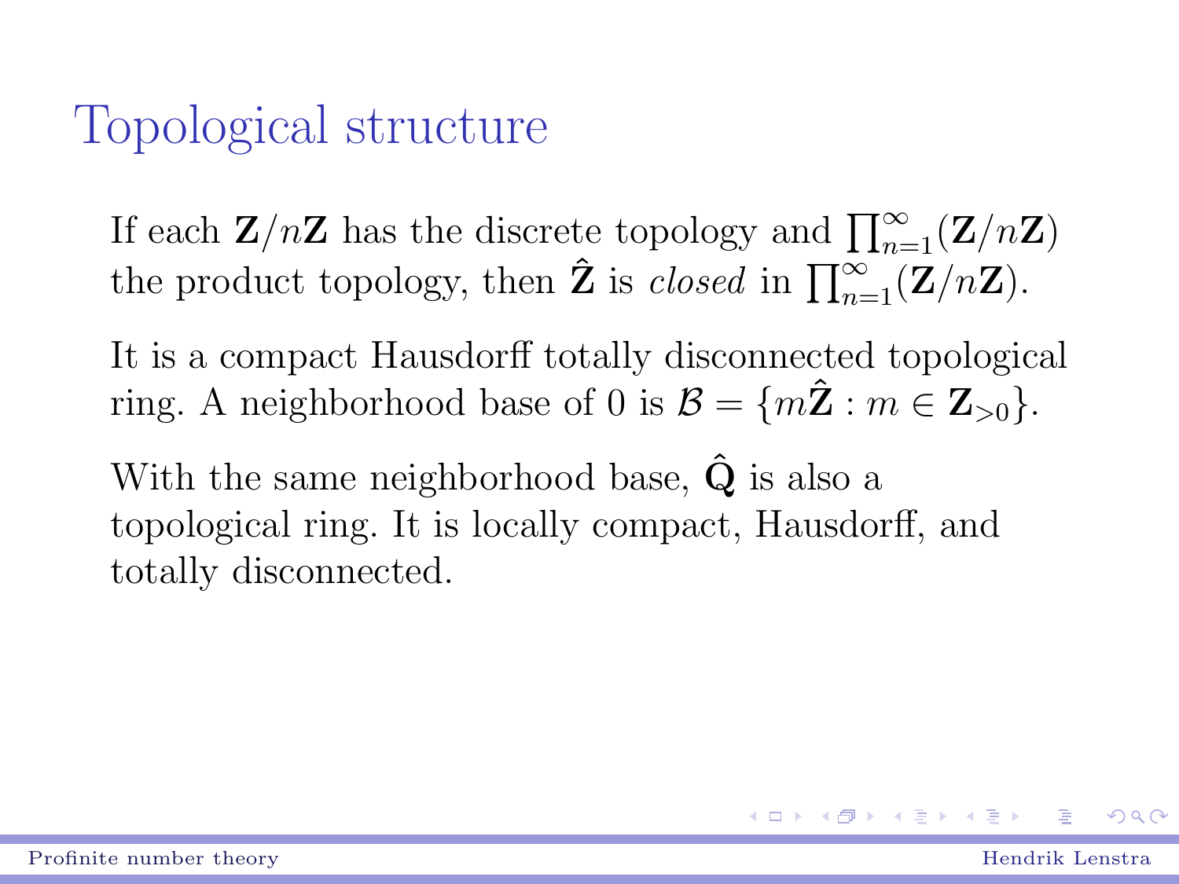# Topological structure

If each $\mathbf{Z}/n\mathbf{Z}$ has the discrete topology and $\prod_{n=1}^{\infty}(\mathbf{Z}/n\mathbf{Z})$ the product topology, then $\hat{\mathbf{Z}}$ is *closed* in $\prod_{n=1}^{\infty}(\mathbf{Z}/n\mathbf{Z})$.

It is a compact Hausdorff totally disconnected topological ring. A neighborhood base of 0 is $\mathcal{B} = \{m\hat{\mathbf{Z}} : m \in \mathbf{Z}_{>0}\}$.

With the same neighborhood base, $\hat{\mathbf{Q}}$ is also a topological ring. It is locally compact, Hausdorff, and totally disconnected.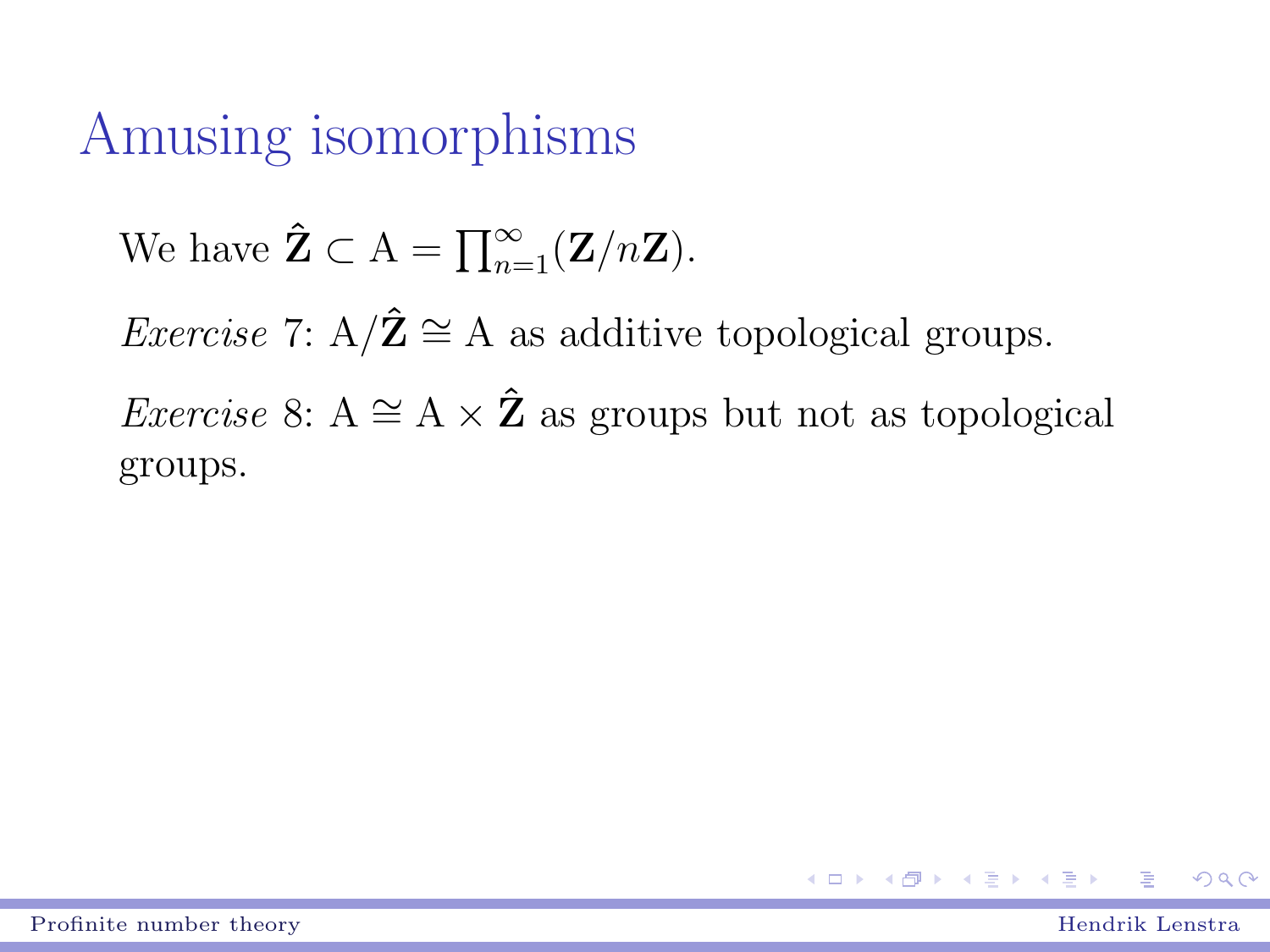# Amusing isomorphisms

We have $\hat{\mathbf{Z}} \subset \mathrm{A} = \prod_{n=1}^{\infty}(\mathbf{Z}/n\mathbf{Z})$.

*Exercise* 7: $\mathrm{A}/\hat{\mathbf{Z}} \cong \mathrm{A}$ as additive topological groups.

*Exercise* 8: $\mathrm{A} \cong \mathrm{A} \times \hat{\mathbf{Z}}$ as groups but not as topological groups.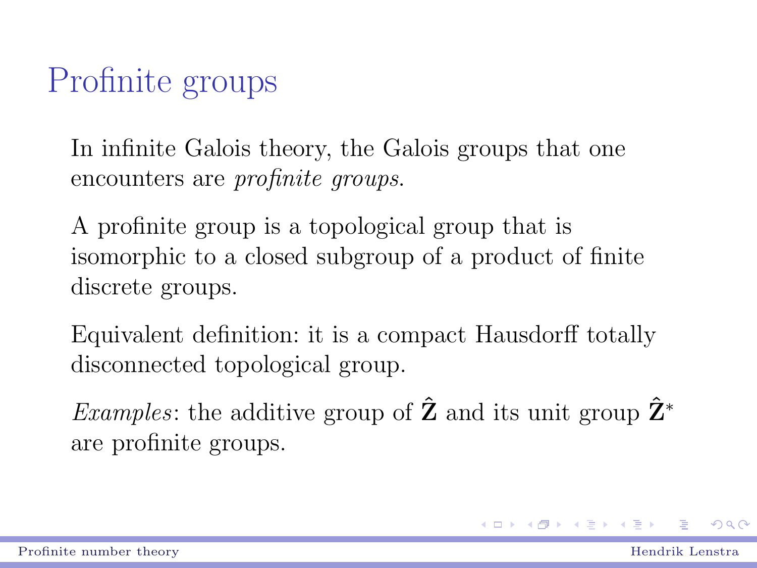# Profinite groups

In infinite Galois theory, the Galois groups that one encounters are *profinite groups*.

A profinite group is a topological group that is isomorphic to a closed subgroup of a product of finite discrete groups.

Equivalent definition: it is a compact Hausdorff totally disconnected topological group.

*Examples*: the additive group of $\hat{\mathbf{Z}}$ and its unit group $\hat{\mathbf{Z}}^*$ are profinite groups.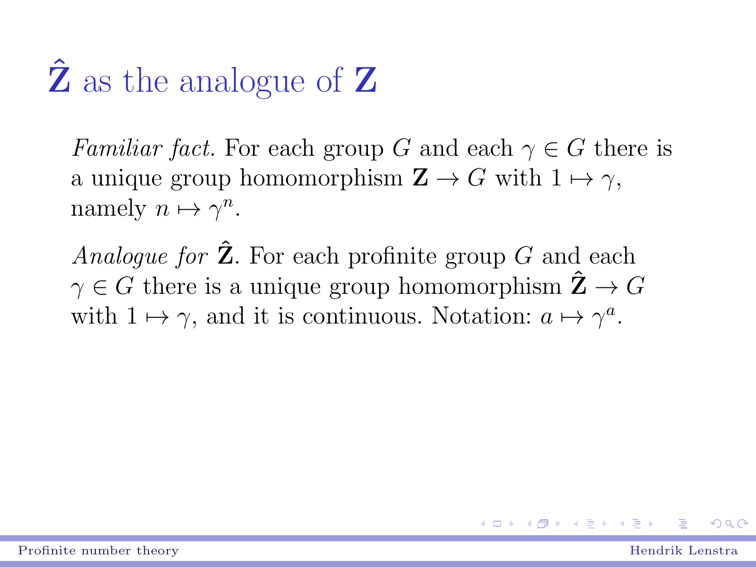# $\hat{\mathbf{Z}}$ as the analogue of $\mathbf{Z}$

*Familiar fact.* For each group $G$ and each $\gamma \in G$ there is a unique group homomorphism $\mathbf{Z} \to G$ with $1 \mapsto \gamma$, namely $n \mapsto \gamma^n$.

*Analogue for* $\hat{\mathbf{Z}}$. For each profinite group $G$ and each $\gamma \in G$ there is a unique group homomorphism $\hat{\mathbf{Z}} \to G$ with $1 \mapsto \gamma$, and it is continuous. Notation: $a \mapsto \gamma^a$.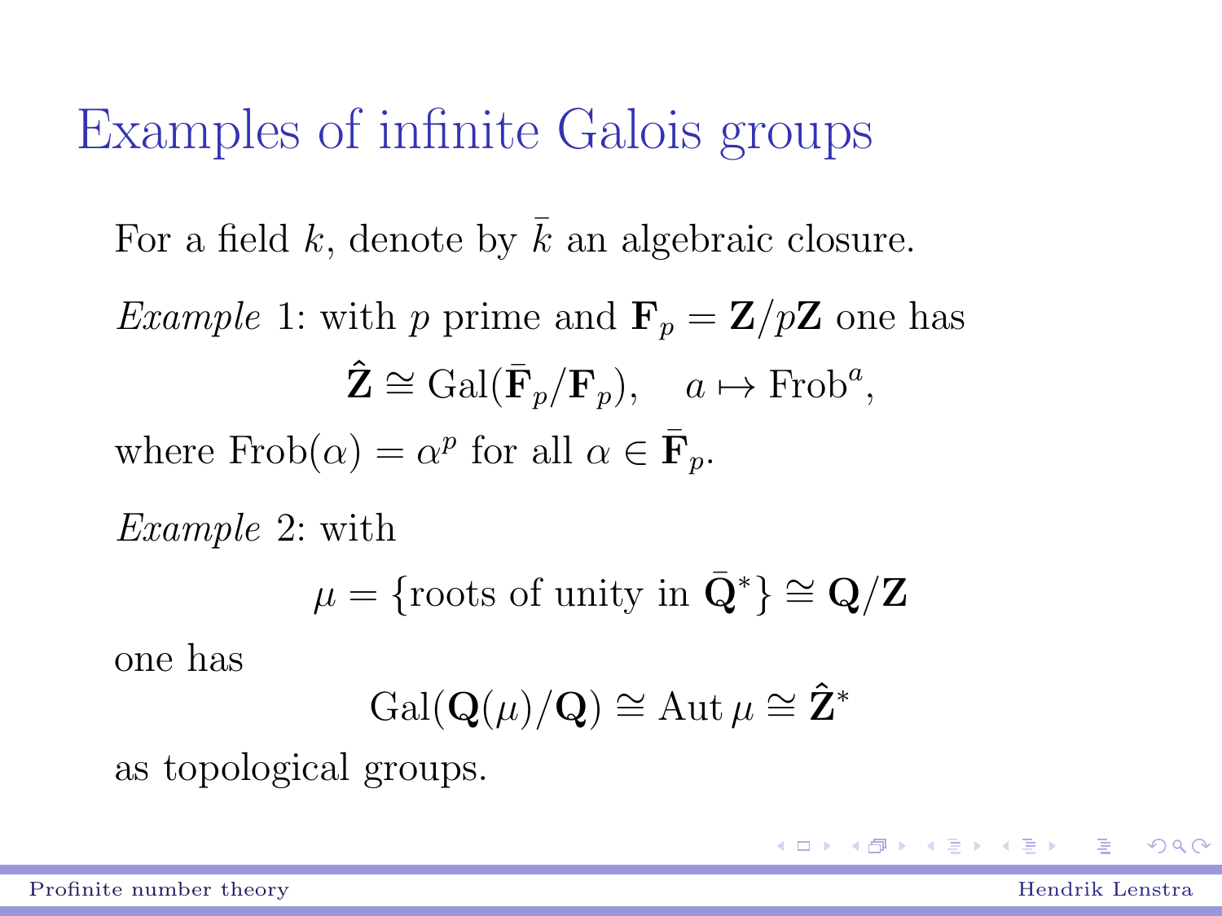# Examples of infinite Galois groups

For a field $k$, denote by $\bar{k}$ an algebraic closure.

*Example* 1: with $p$ prime and $\mathbf{F}_p = \mathbf{Z}/p\mathbf{Z}$ one has

$$\hat{\mathbf{Z}} \cong \mathrm{Gal}(\bar{\mathbf{F}}_p/\mathbf{F}_p), \quad a \mapsto \mathrm{Frob}^a,$$

where $\mathrm{Frob}(\alpha) = \alpha^p$ for all $\alpha \in \bar{\mathbf{F}}_p$.

*Example* 2: with

$$\mu = \{\text{roots of unity in } \bar{\mathbf{Q}}^*\} \cong \mathbf{Q}/\mathbf{Z}$$

one has

$$\mathrm{Gal}(\mathbf{Q}(\mu)/\mathbf{Q}) \cong \mathrm{Aut}\,\mu \cong \hat{\mathbf{Z}}^*$$

as topological groups.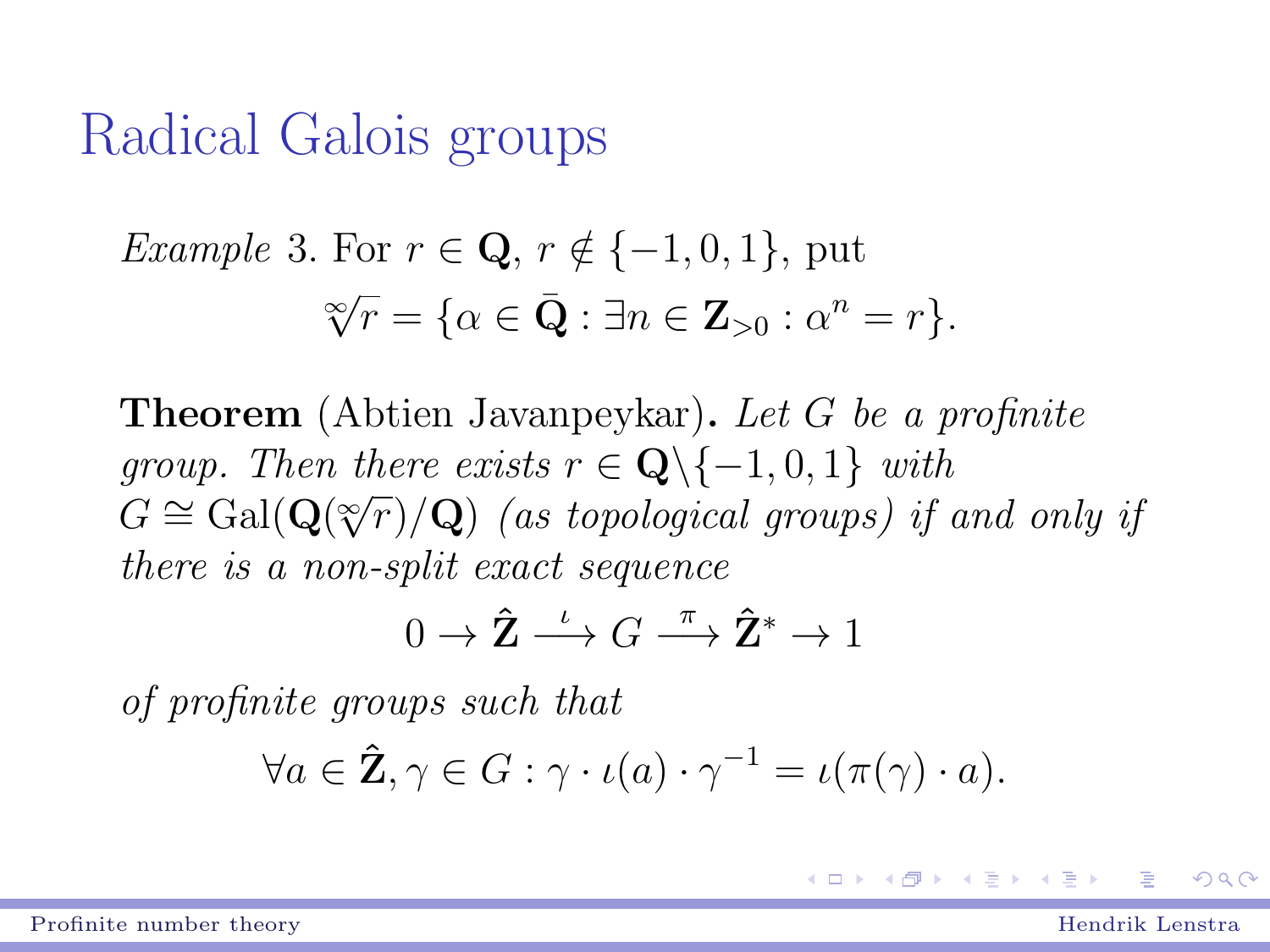# Radical Galois groups

*Example* 3. For $r \in \mathbf{Q}$, $r \notin \{-1, 0, 1\}$, put

$$\sqrt[\infty]{r} = \{\alpha \in \bar{\mathbf{Q}} : \exists n \in \mathbf{Z}_{>0} : \alpha^n = r\}.$$

**Theorem** (Abtien Javanpeykar)**.** *Let $G$ be a profinite group. Then there exists $r \in \mathbf{Q} \backslash \{-1, 0, 1\}$ with $G \cong \mathrm{Gal}(\mathbf{Q}(\sqrt[\infty]{r})/\mathbf{Q})$ (as topological groups) if and only if there is a non-split exact sequence*

$$0 \to \hat{\mathbf{Z}} \xrightarrow{\iota} G \xrightarrow{\pi} \hat{\mathbf{Z}}^* \to 1$$

*of profinite groups such that*

$$\forall a \in \hat{\mathbf{Z}}, \gamma \in G : \gamma \cdot \iota(a) \cdot \gamma^{-1} = \iota(\pi(\gamma) \cdot a).$$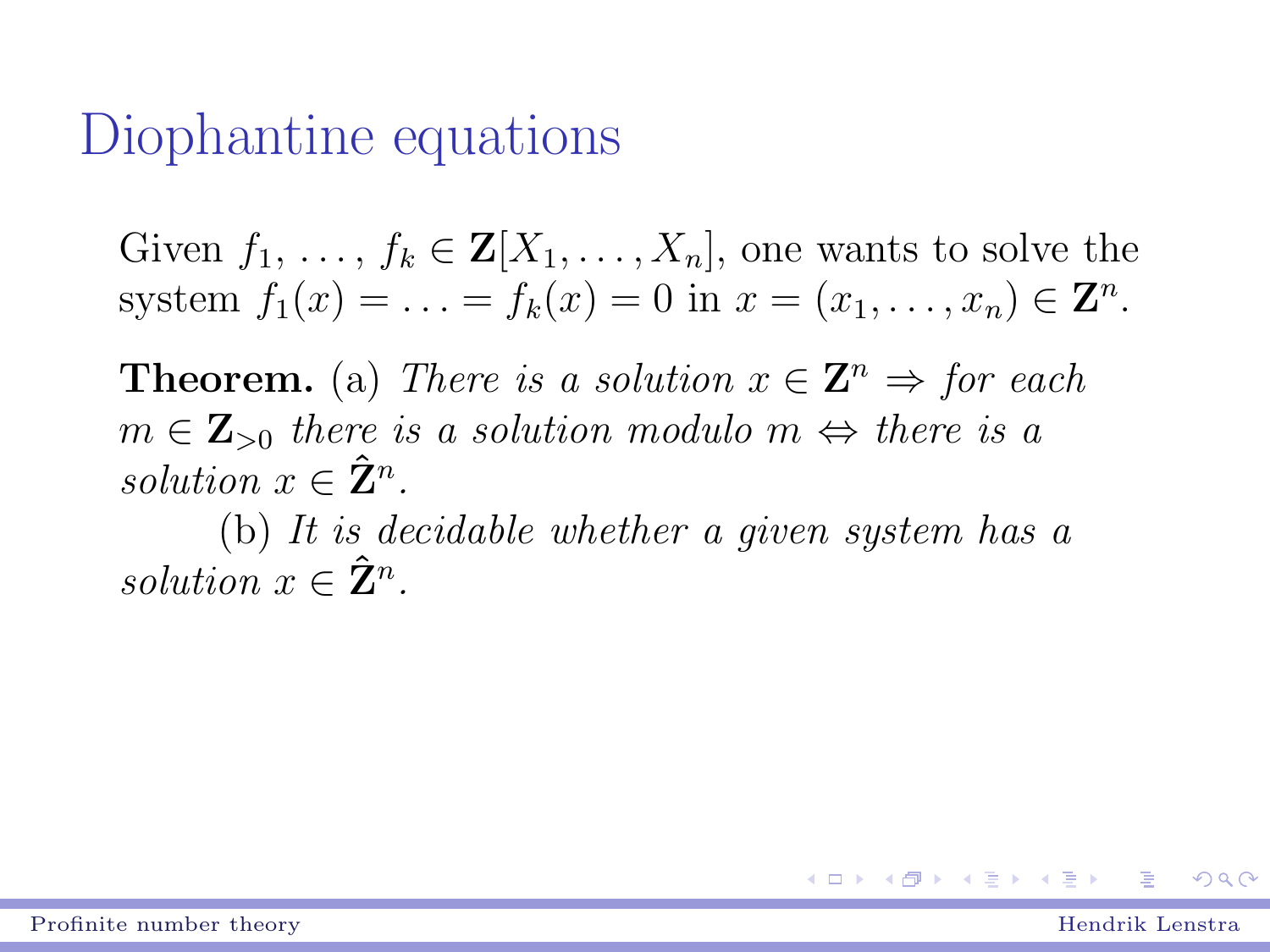# Diophantine equations

Given $f_1, \ldots, f_k \in \mathbf{Z}[X_1, \ldots, X_n]$, one wants to solve the system $f_1(x) = \ldots = f_k(x) = 0$ in $x = (x_1, \ldots, x_n) \in \mathbf{Z}^n$.

**Theorem.** (a) *There is a solution* $x \in \mathbf{Z}^n \Rightarrow$ *for each* $m \in \mathbf{Z}_{>0}$ *there is a solution modulo* $m \Leftrightarrow$ *there is a solution* $x \in \hat{\mathbf{Z}}^n$.

(b) *It is decidable whether a given system has a solution* $x \in \hat{\mathbf{Z}}^n$.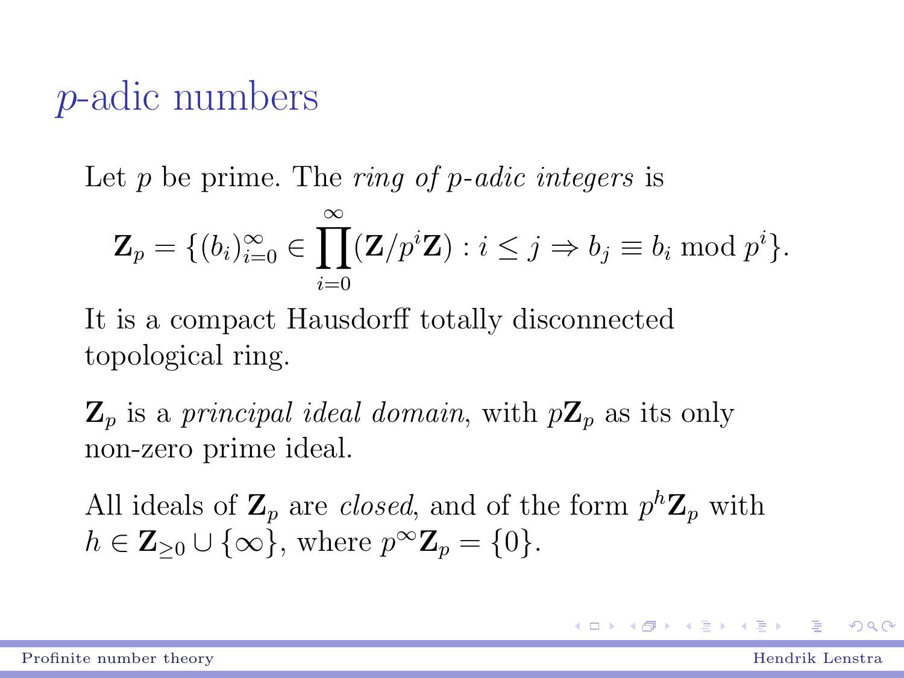# $p$-adic numbers

Let $p$ be prime. The *ring of $p$-adic integers* is

$$\mathbf{Z}_p = \{(b_i)_{i=0}^{\infty} \in \prod_{i=0}^{\infty} (\mathbf{Z}/p^i\mathbf{Z}) : i \leq j \Rightarrow b_j \equiv b_i \bmod p^i\}.$$

It is a compact Hausdorff totally disconnected topological ring.

$\mathbf{Z}_p$ is a *principal ideal domain*, with $p\mathbf{Z}_p$ as its only non-zero prime ideal.

All ideals of $\mathbf{Z}_p$ are *closed*, and of the form $p^h\mathbf{Z}_p$ with $h \in \mathbf{Z}_{\geq 0} \cup \{\infty\}$, where $p^\infty\mathbf{Z}_p = \{0\}$.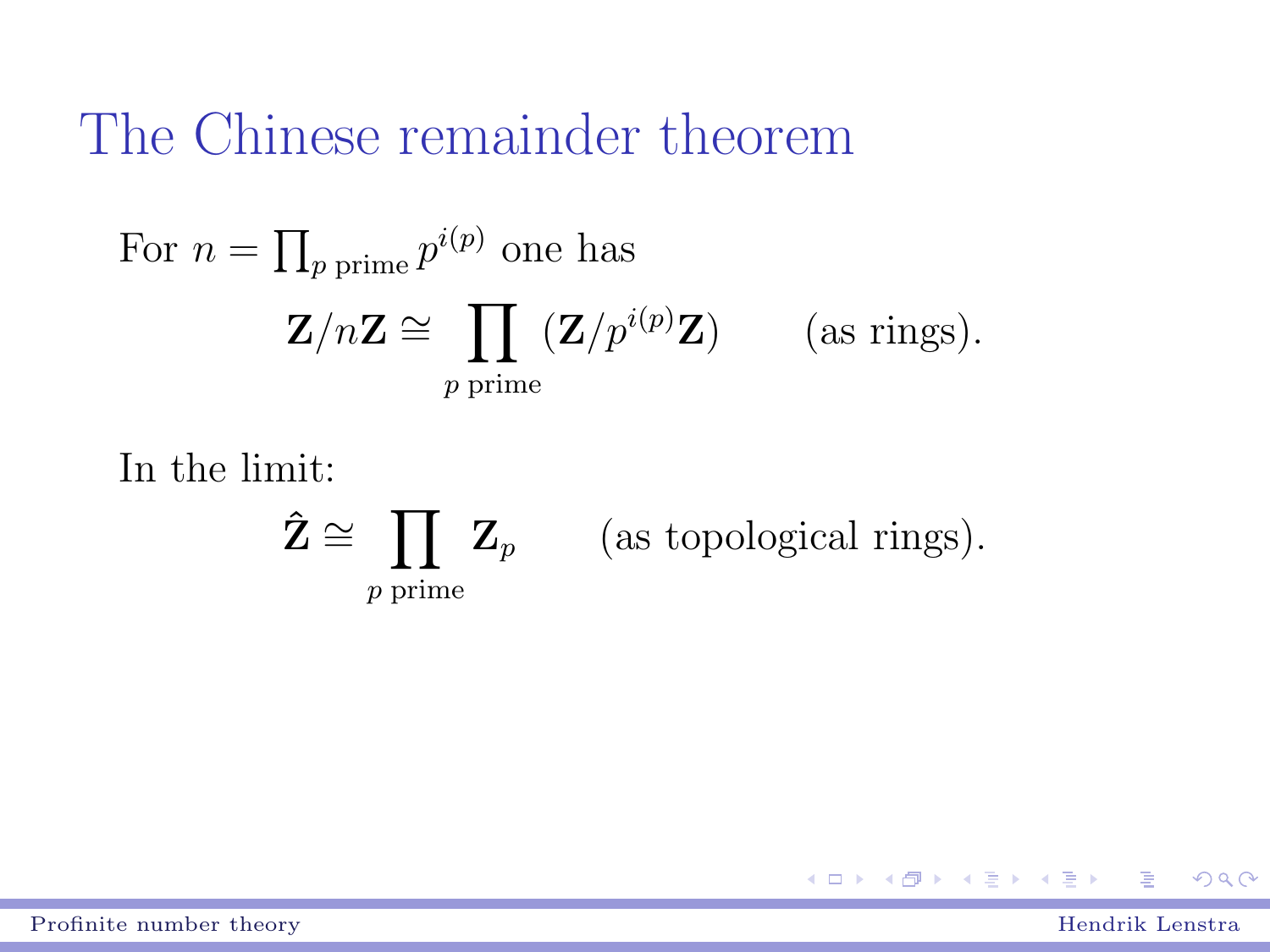# The Chinese remainder theorem

For $n = \prod_{p \text{ prime}} p^{i(p)}$ one has

$$\mathbf{Z}/n\mathbf{Z} \cong \prod_{p \text{ prime}} (\mathbf{Z}/p^{i(p)}\mathbf{Z}) \qquad \text{(as rings)}.$$

In the limit:

$$\hat{\mathbf{Z}} \cong \prod_{p \text{ prime}} \mathbf{Z}_p \qquad \text{(as topological rings)}.$$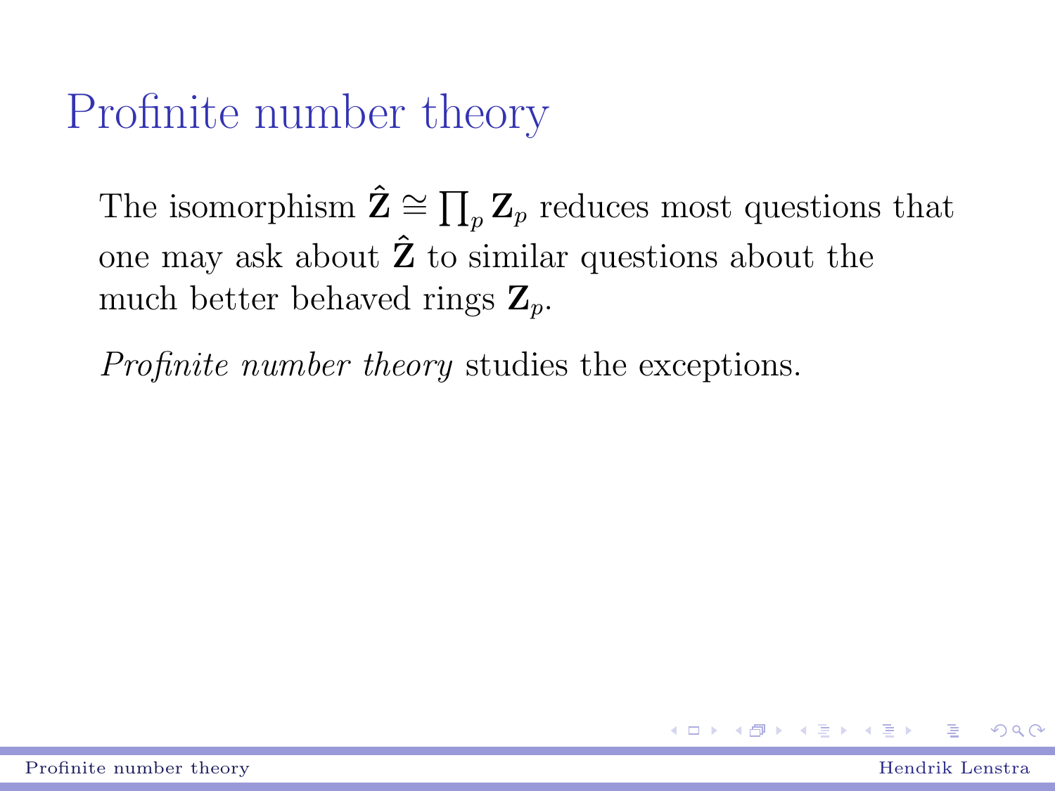# Profinite number theory

The isomorphism $\hat{\mathbf{Z}} \cong \prod_p \mathbf{Z}_p$ reduces most questions that one may ask about $\hat{\mathbf{Z}}$ to similar questions about the much better behaved rings $\mathbf{Z}_p$.

*Profinite number theory* studies the exceptions.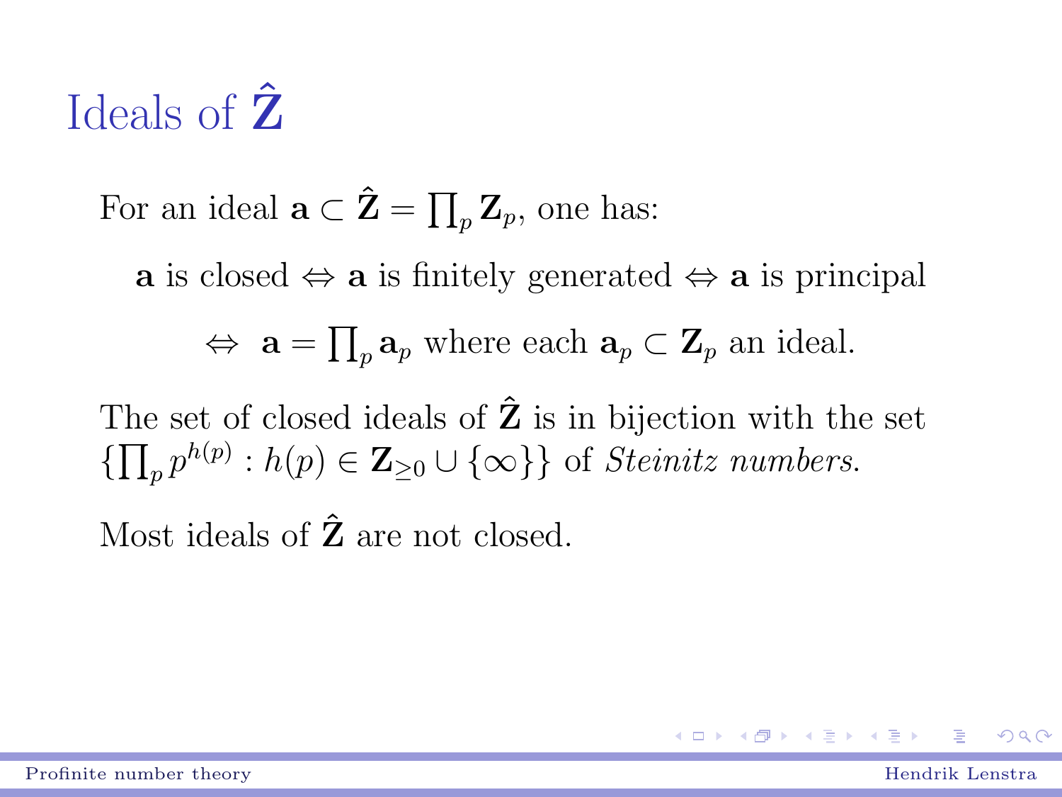# Ideals of $\hat{\mathbf{Z}}$

For an ideal $\mathbf{a} \subset \hat{\mathbf{Z}} = \prod_p \mathbf{Z}_p$, one has:

$\mathbf{a}$ is closed $\Leftrightarrow$ $\mathbf{a}$ is finitely generated $\Leftrightarrow$ $\mathbf{a}$ is principal

$\Leftrightarrow$ $\mathbf{a} = \prod_p \mathbf{a}_p$ where each $\mathbf{a}_p \subset \mathbf{Z}_p$ an ideal.

The set of closed ideals of $\hat{\mathbf{Z}}$ is in bijection with the set $\{\prod_p p^{h(p)} : h(p) \in \mathbf{Z}_{\geq 0} \cup \{\infty\}\}$ of *Steinitz numbers*.

Most ideals of $\hat{\mathbf{Z}}$ are not closed.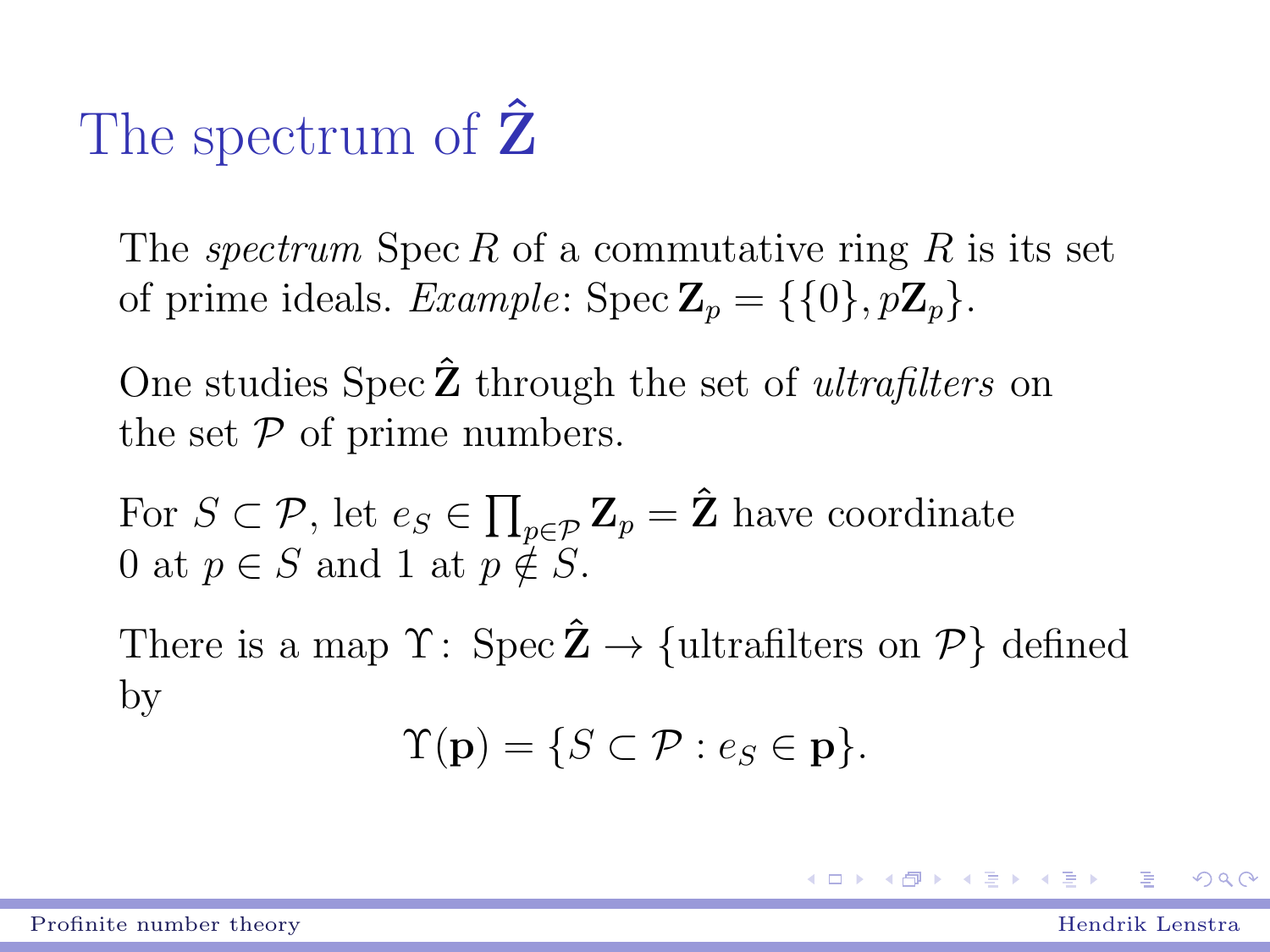# The spectrum of $\hat{\mathbf{Z}}$

The *spectrum* $\operatorname{Spec} R$ of a commutative ring $R$ is its set of prime ideals. *Example*: $\operatorname{Spec} \mathbf{Z}_p = \{\{0\}, p\mathbf{Z}_p\}$.

One studies $\operatorname{Spec} \hat{\mathbf{Z}}$ through the set of *ultrafilters* on the set $\mathcal{P}$ of prime numbers.

For $S \subset \mathcal{P}$, let $e_S \in \prod_{p \in \mathcal{P}} \mathbf{Z}_p = \hat{\mathbf{Z}}$ have coordinate 0 at $p \in S$ and 1 at $p \notin S$.

There is a map $\Upsilon \colon \operatorname{Spec} \hat{\mathbf{Z}} \to \{\text{ultrafilters on } \mathcal{P}\}$ defined by

$$\Upsilon(\mathbf{p}) = \{S \subset \mathcal{P} : e_S \in \mathbf{p}\}.$$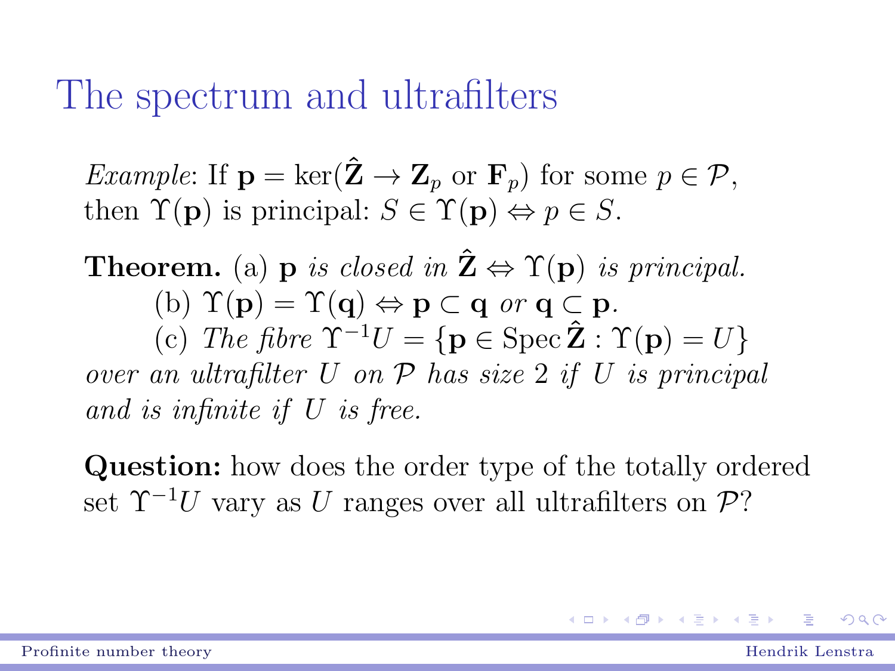# The spectrum and ultrafilters

*Example*: If $\mathbf{p} = \ker(\hat{\mathbf{Z}} \to \mathbf{Z}_p \text{ or } \mathbf{F}_p)$ for some $p \in \mathcal{P}$, then $\Upsilon(\mathbf{p})$ is principal: $S \in \Upsilon(\mathbf{p}) \Leftrightarrow p \in S$.

**Theorem.** (a) $\mathbf{p}$ *is closed in* $\hat{\mathbf{Z}} \Leftrightarrow \Upsilon(\mathbf{p})$ *is principal.*
(b) $\Upsilon(\mathbf{p}) = \Upsilon(\mathbf{q}) \Leftrightarrow \mathbf{p} \subset \mathbf{q}$ *or* $\mathbf{q} \subset \mathbf{p}$.
(c) *The fibre* $\Upsilon^{-1}U = \{\mathbf{p} \in \operatorname{Spec} \hat{\mathbf{Z}} : \Upsilon(\mathbf{p}) = U\}$ *over an ultrafilter* $U$ *on* $\mathcal{P}$ *has size* 2 *if* $U$ *is principal and is infinite if* $U$ *is free.*

**Question:** how does the order type of the totally ordered set $\Upsilon^{-1}U$ vary as $U$ ranges over all ultrafilters on $\mathcal{P}$?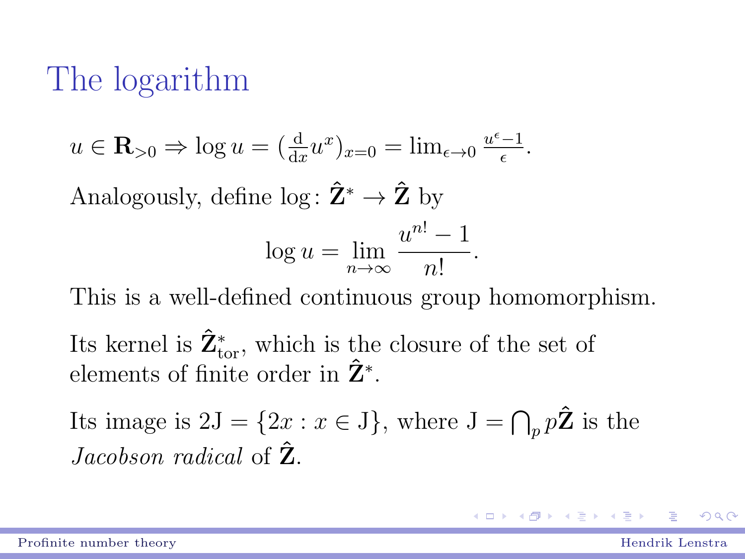# The logarithm

$u \in \mathbf{R}_{>0} \Rightarrow \log u = (\frac{\mathrm{d}}{\mathrm{d}x} u^x)_{x=0} = \lim_{\epsilon \to 0} \frac{u^\epsilon - 1}{\epsilon}$.

Analogously, define $\log \colon \hat{\mathbf{Z}}^* \to \hat{\mathbf{Z}}$ by

$$\log u = \lim_{n \to \infty} \frac{u^{n!} - 1}{n!}.$$

This is a well-defined continuous group homomorphism.

Its kernel is $\hat{\mathbf{Z}}^*_{\mathrm{tor}}$, which is the closure of the set of elements of finite order in $\hat{\mathbf{Z}}^*$.

Its image is $2\mathrm{J} = \{2x : x \in \mathrm{J}\}$, where $\mathrm{J} = \bigcap_p p\hat{\mathbf{Z}}$ is the *Jacobson radical* of $\hat{\mathbf{Z}}$.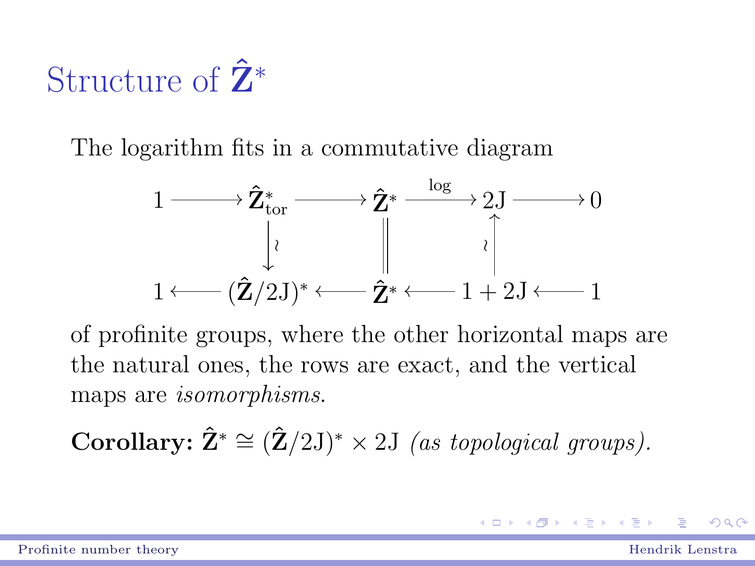# Structure of $\hat{\mathbf{Z}}^*$

The logarithm fits in a commutative diagram

$$
\begin{array}{ccccccccc}
1 & \longrightarrow & \hat{\mathbf{Z}}^*_{\text{tor}} & \longrightarrow & \hat{\mathbf{Z}}^* & \xrightarrow{\log} & 2\mathrm{J} & \longrightarrow & 0 \\
 & & \downarrow \wr & & \| & & \uparrow \wr & & \\
1 & \longleftarrow & (\hat{\mathbf{Z}}/2\mathrm{J})^* & \longleftarrow & \hat{\mathbf{Z}}^* & \longleftarrow & 1 + 2\mathrm{J} & \longleftarrow & 1
\end{array}
$$

of profinite groups, where the other horizontal maps are the natural ones, the rows are exact, and the vertical maps are *isomorphisms*.

**Corollary:** $\hat{\mathbf{Z}}^* \cong (\hat{\mathbf{Z}}/2\mathrm{J})^* \times 2\mathrm{J}$ *(as topological groups).*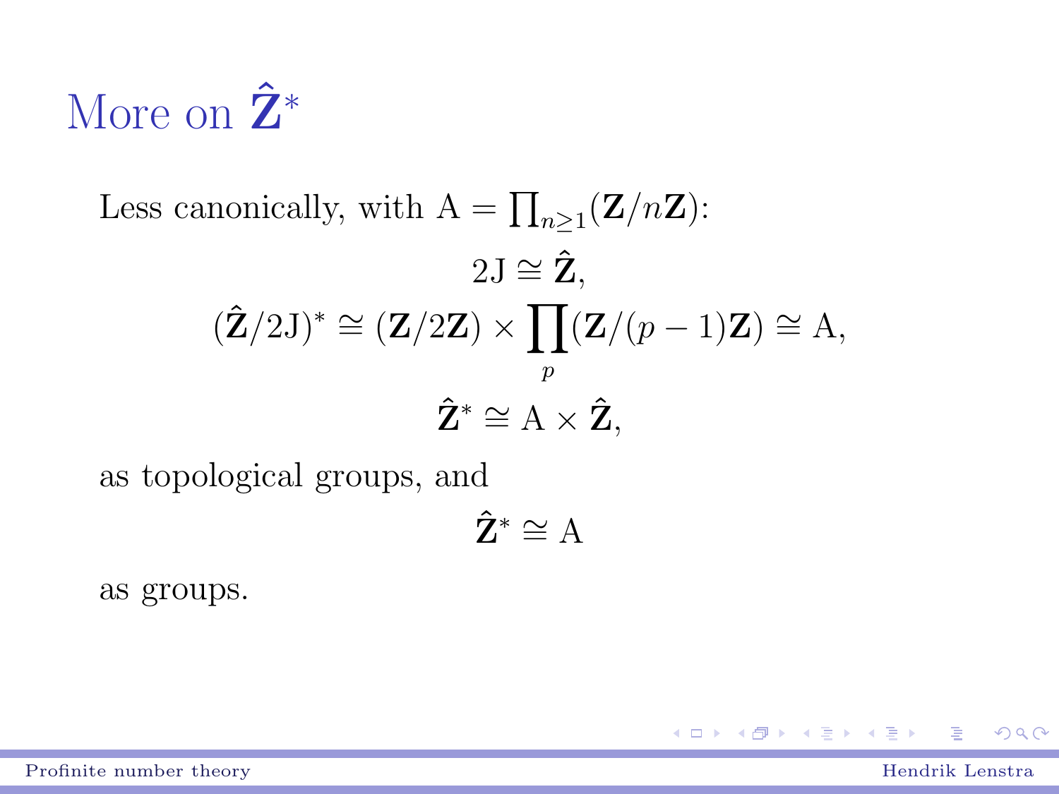# More on $\hat{\mathbf{Z}}^*$

Less canonically, with $\mathrm{A} = \prod_{n \geq 1} (\mathbf{Z}/n\mathbf{Z})$:

$$2\mathrm{J} \cong \hat{\mathbf{Z}},$$

$$(\hat{\mathbf{Z}}/2\mathrm{J})^* \cong (\mathbf{Z}/2\mathbf{Z}) \times \prod_p (\mathbf{Z}/(p-1)\mathbf{Z}) \cong \mathrm{A},$$

$$\hat{\mathbf{Z}}^* \cong \mathrm{A} \times \hat{\mathbf{Z}},$$

as topological groups, and

$$\hat{\mathbf{Z}}^* \cong \mathrm{A}$$

as groups.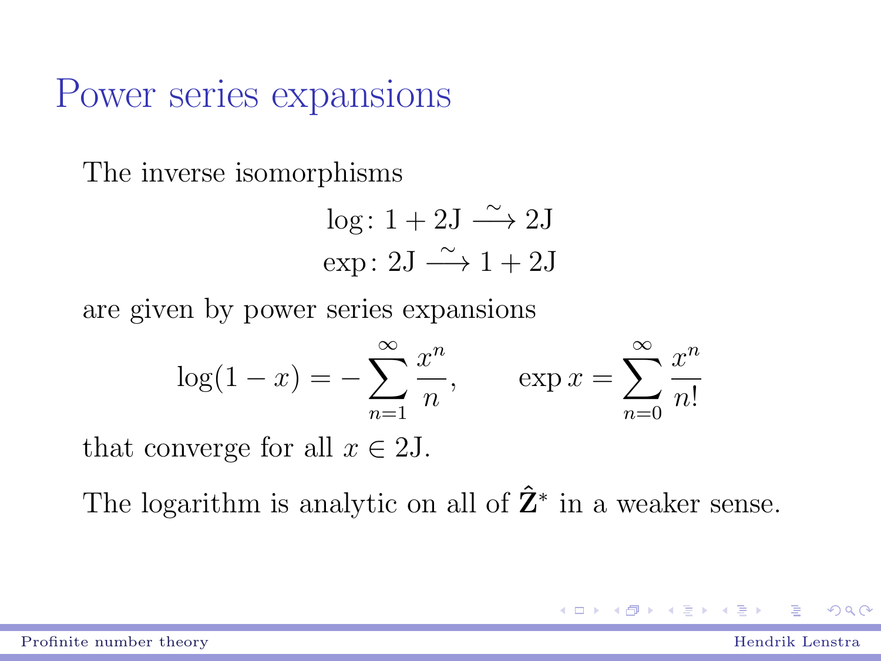# Power series expansions

The inverse isomorphisms

$$\log\colon 1 + 2\mathrm{J} \xrightarrow{\sim} 2\mathrm{J}$$
$$\exp\colon 2\mathrm{J} \xrightarrow{\sim} 1 + 2\mathrm{J}$$

are given by power series expansions

$$\log(1-x) = -\sum_{n=1}^{\infty} \frac{x^n}{n}, \qquad \exp x = \sum_{n=0}^{\infty} \frac{x^n}{n!}$$

that converge for all $x \in 2\mathrm{J}$.

The logarithm is analytic on all of $\hat{\mathbf{Z}}^*$ in a weaker sense.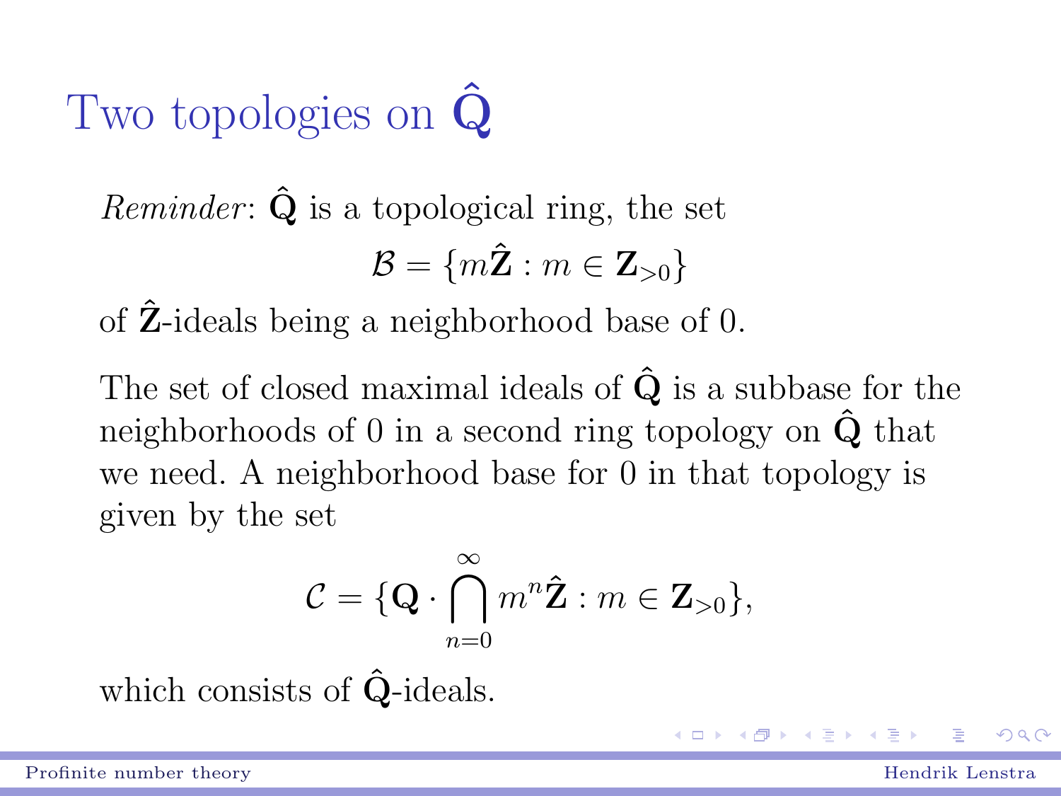# Two topologies on $\hat{\mathbf{Q}}$

*Reminder*: $\hat{\mathbf{Q}}$ is a topological ring, the set

$$\mathcal{B} = \{m\hat{\mathbf{Z}} : m \in \mathbf{Z}_{>0}\}$$

of $\hat{\mathbf{Z}}$-ideals being a neighborhood base of 0.

The set of closed maximal ideals of $\hat{\mathbf{Q}}$ is a subbase for the neighborhoods of 0 in a second ring topology on $\hat{\mathbf{Q}}$ that we need. A neighborhood base for 0 in that topology is given by the set

$$\mathcal{C} = \{\mathbf{Q} \cdot \bigcap_{n=0}^{\infty} m^n\hat{\mathbf{Z}} : m \in \mathbf{Z}_{>0}\},$$

which consists of $\hat{\mathbf{Q}}$-ideals.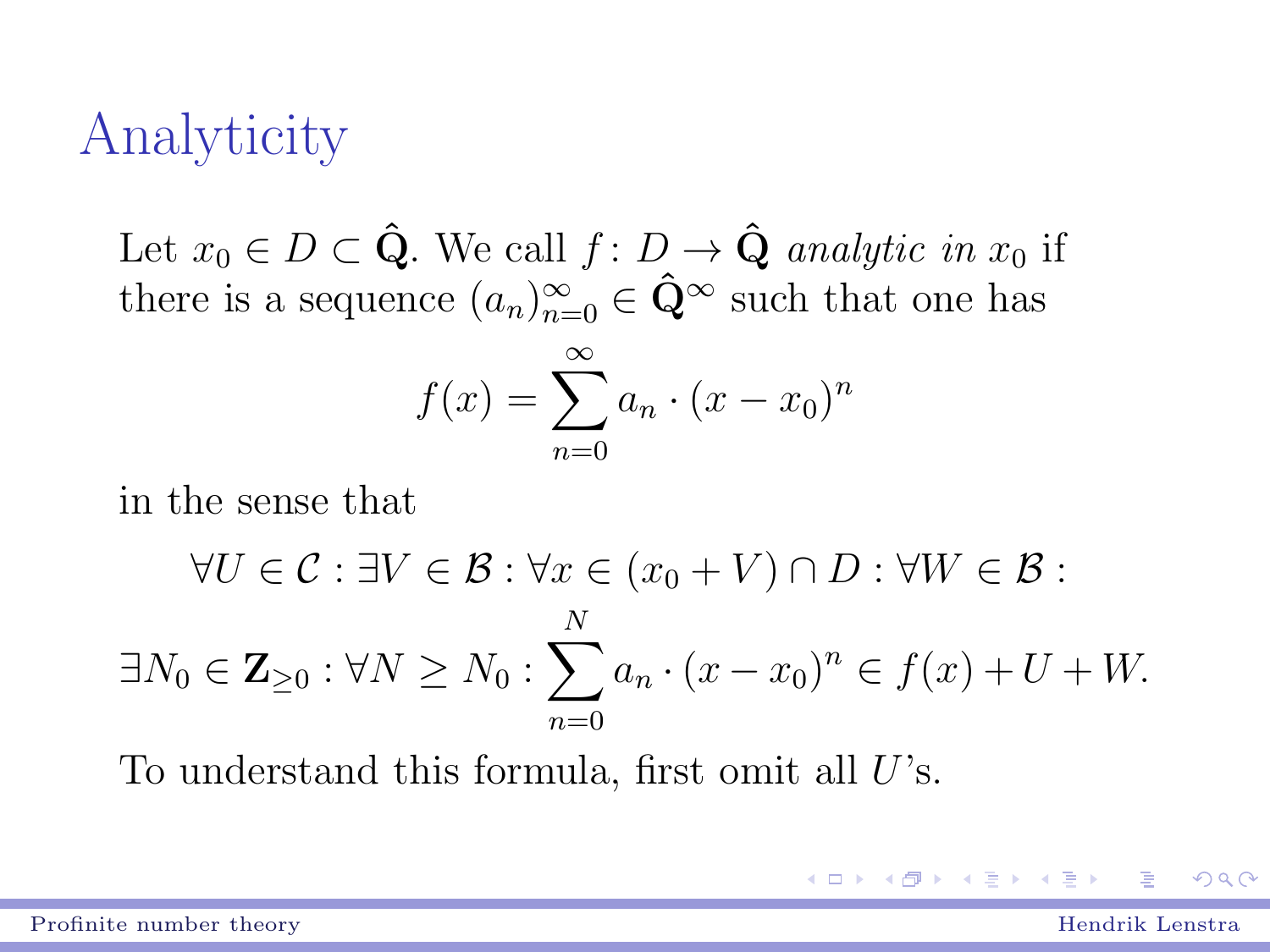# Analyticity

Let $x_0 \in D \subset \hat{\mathbf{Q}}$. We call $f \colon D \to \hat{\mathbf{Q}}$ *analytic in* $x_0$ if there is a sequence $(a_n)_{n=0}^{\infty} \in \hat{\mathbf{Q}}^{\infty}$ such that one has

$$f(x) = \sum_{n=0}^{\infty} a_n \cdot (x - x_0)^n$$

in the sense that

$$\forall U \in \mathcal{C} : \exists V \in \mathcal{B} : \forall x \in (x_0 + V) \cap D : \forall W \in \mathcal{B} :$$

$$\exists N_0 \in \mathbf{Z}_{\geq 0} : \forall N \geq N_0 : \sum_{n=0}^{N} a_n \cdot (x - x_0)^n \in f(x) + U + W.$$

To understand this formula, first omit all $U$'s.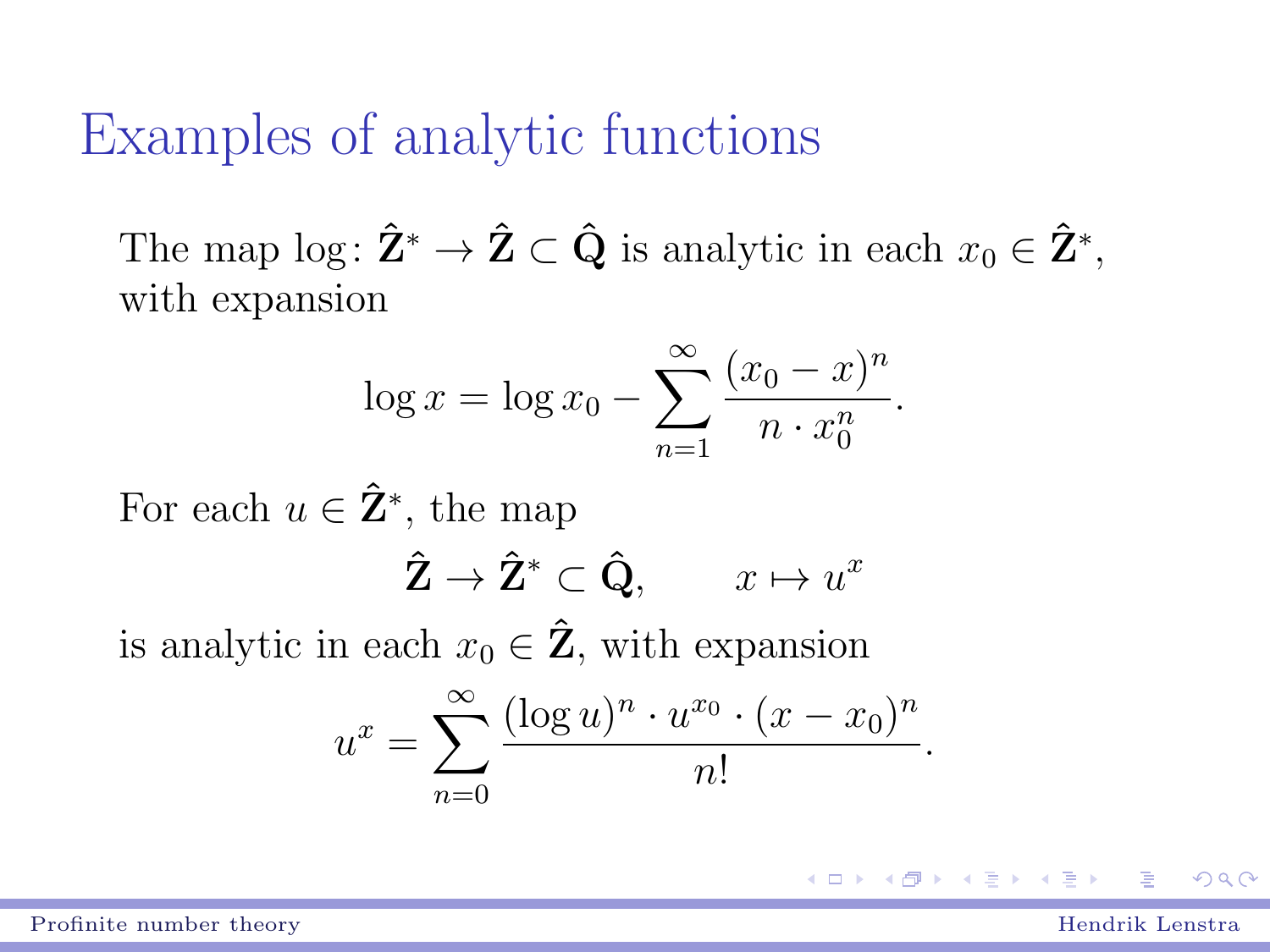# Examples of analytic functions

The map $\log\colon \hat{\mathbf{Z}}^* \to \hat{\mathbf{Z}} \subset \hat{\mathbf{Q}}$ is analytic in each $x_0 \in \hat{\mathbf{Z}}^*$, with expansion

$$\log x = \log x_0 - \sum_{n=1}^{\infty} \frac{(x_0 - x)^n}{n \cdot x_0^n}.$$

For each $u \in \hat{\mathbf{Z}}^*$, the map

$$\hat{\mathbf{Z}} \to \hat{\mathbf{Z}}^* \subset \hat{\mathbf{Q}}, \qquad x \mapsto u^x$$

is analytic in each $x_0 \in \hat{\mathbf{Z}}$, with expansion

$$u^x = \sum_{n=0}^{\infty} \frac{(\log u)^n \cdot u^{x_0} \cdot (x - x_0)^n}{n!}.$$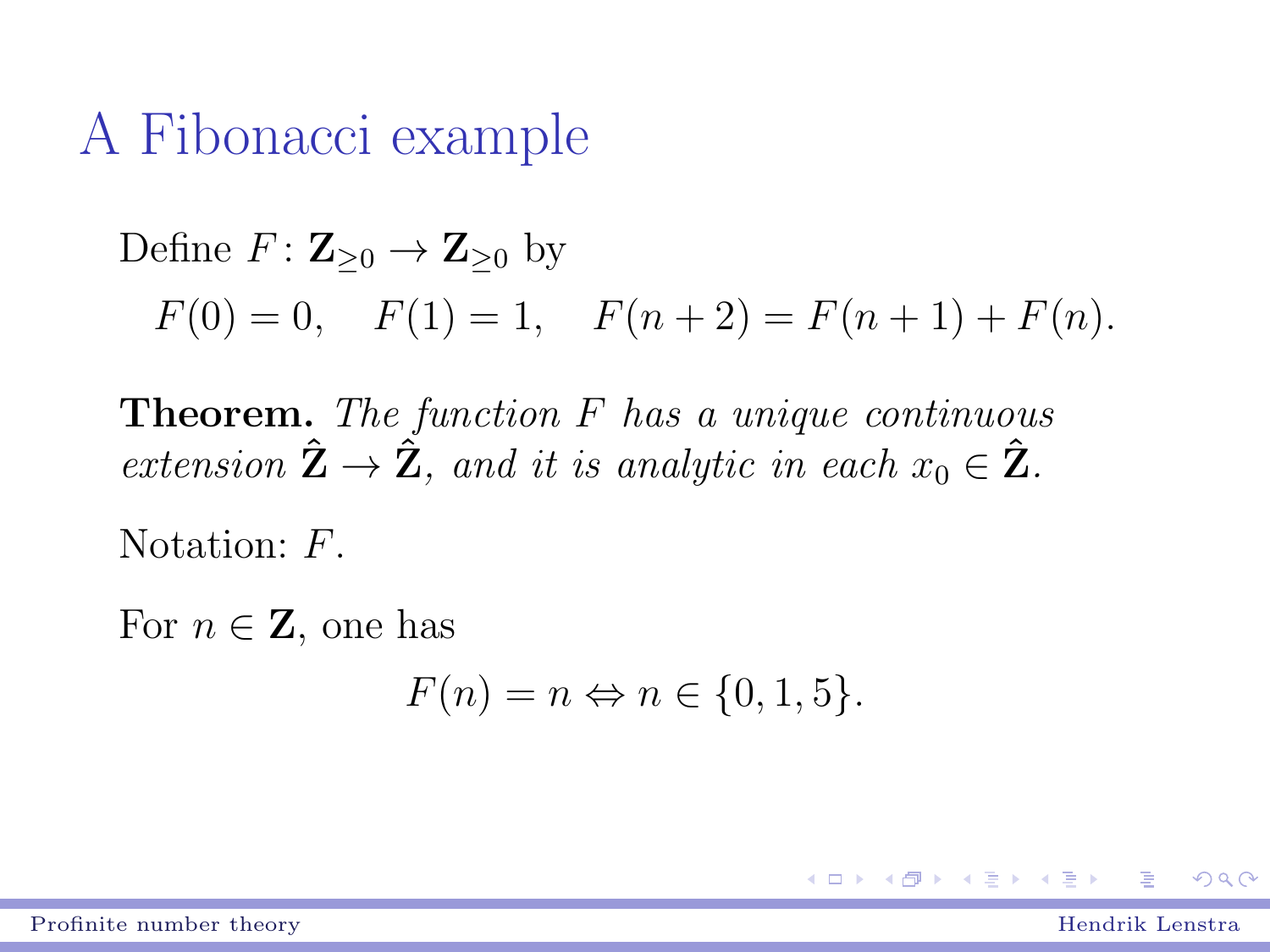# A Fibonacci example

Define $F\colon \mathbf{Z}_{\geq 0} \to \mathbf{Z}_{\geq 0}$ by

$$F(0) = 0, \quad F(1) = 1, \quad F(n+2) = F(n+1) + F(n).$$

**Theorem.** *The function $F$ has a unique continuous extension $\hat{\mathbf{Z}} \to \hat{\mathbf{Z}}$, and it is analytic in each $x_0 \in \hat{\mathbf{Z}}$.*

Notation: $F$.

For $n \in \mathbf{Z}$, one has

$$F(n) = n \Leftrightarrow n \in \{0, 1, 5\}.$$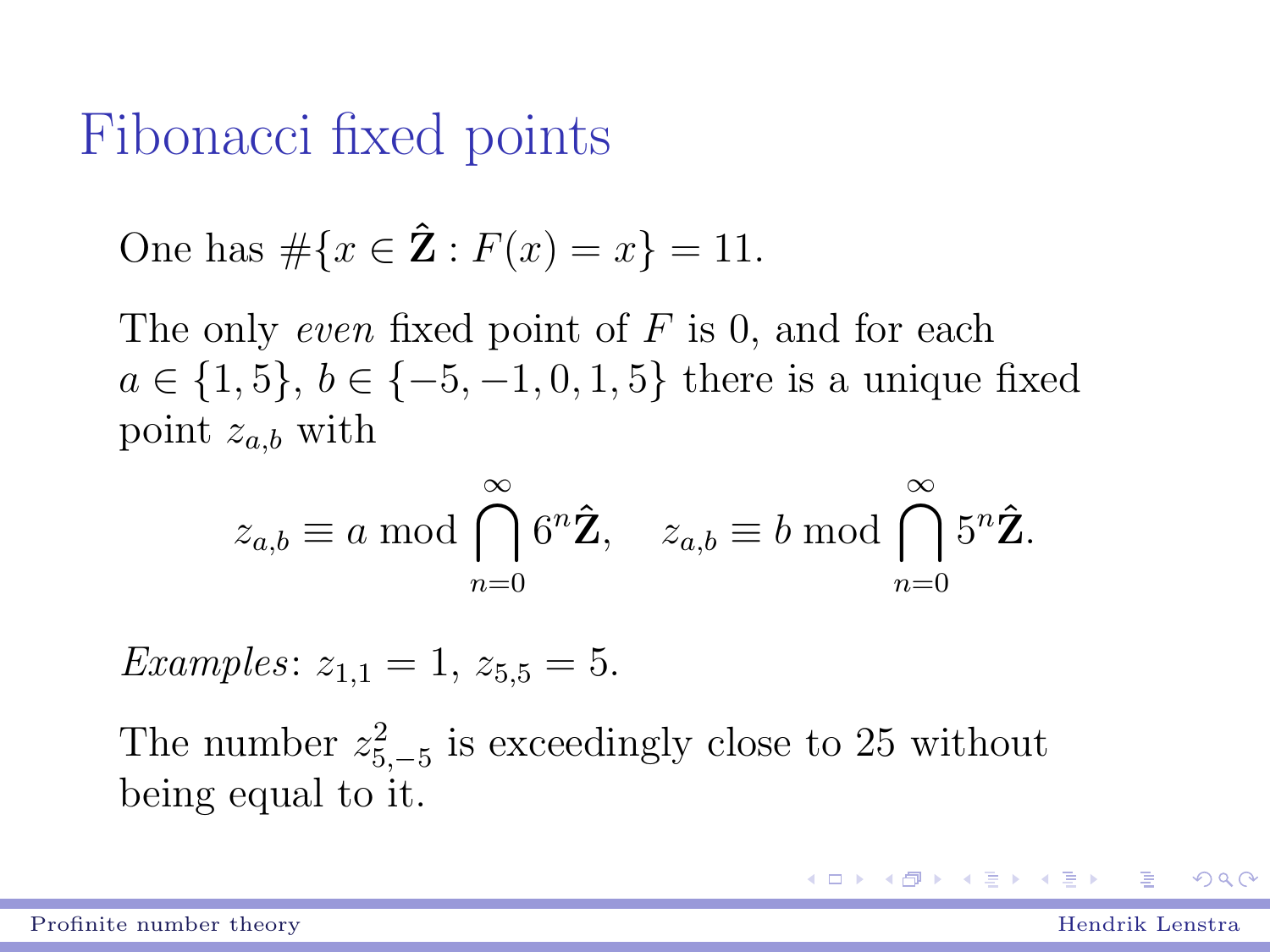# Fibonacci fixed points

One has $\#\{x \in \hat{\mathbf{Z}} : F(x) = x\} = 11$.

The only *even* fixed point of $F$ is 0, and for each $a \in \{1, 5\}$, $b \in \{-5, -1, 0, 1, 5\}$ there is a unique fixed point $z_{a,b}$ with

$$z_{a,b} \equiv a \bmod \bigcap_{n=0}^{\infty} 6^n \hat{\mathbf{Z}}, \quad z_{a,b} \equiv b \bmod \bigcap_{n=0}^{\infty} 5^n \hat{\mathbf{Z}}.$$

*Examples*: $z_{1,1} = 1$, $z_{5,5} = 5$.

The number $z_{5,-5}^2$ is exceedingly close to 25 without being equal to it.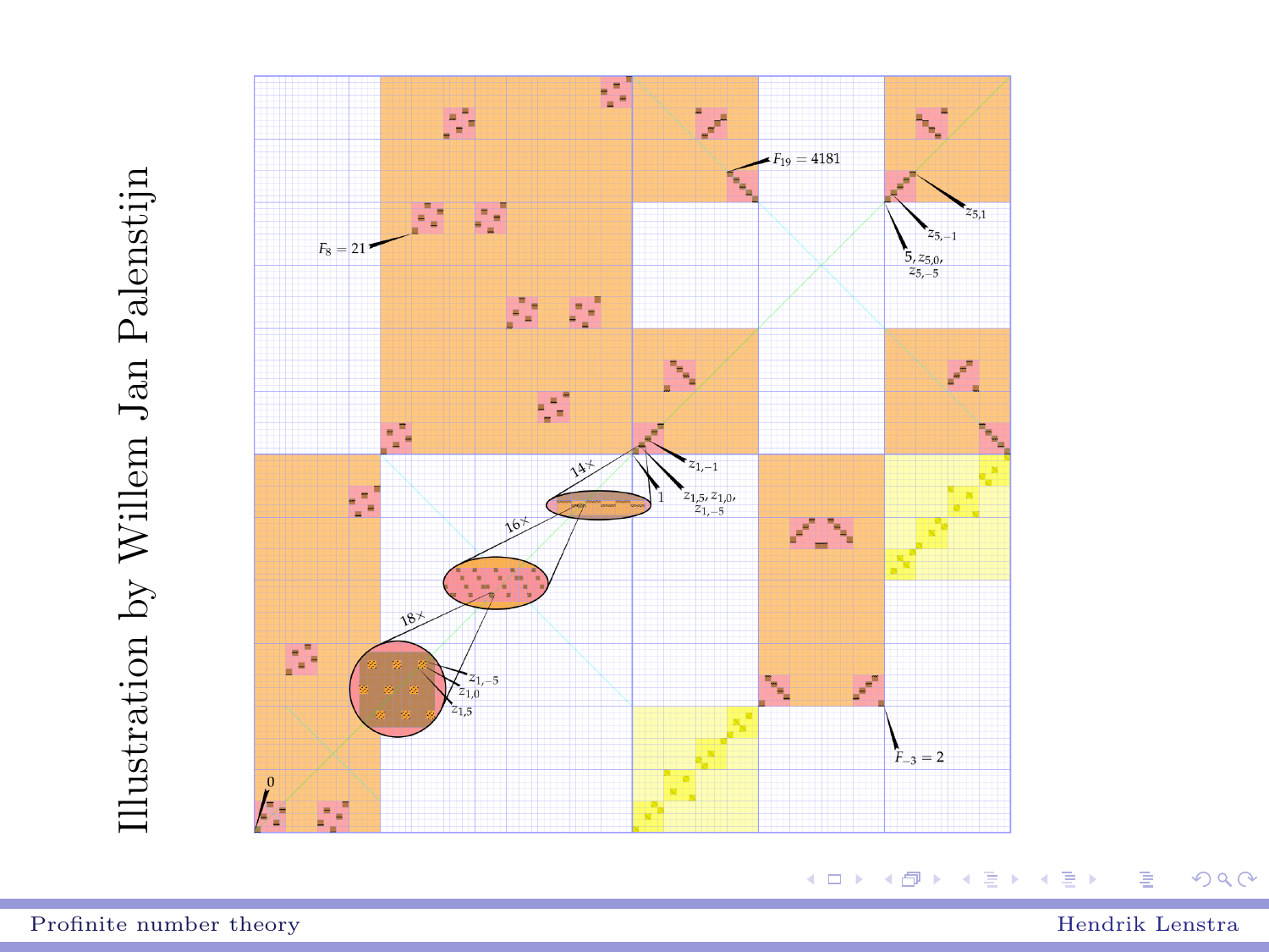Illustration by Willem Jan Palenstijn

$F_8 = 21$

$F_{19} = 4181$

$z_{5,1}$

$z_{5,-1}$

$5, z_{5,0}, z_{5,-5}$

$z_{1,-1}$

$1$

$z_{1,5}, z_{1,0}, z_{1,-5}$

$14\times$

$16\times$

$18\times$

$z_{1,-5}$

$z_{1,0}$

$z_{1,5}$

$0$

$F_{-3} = 2$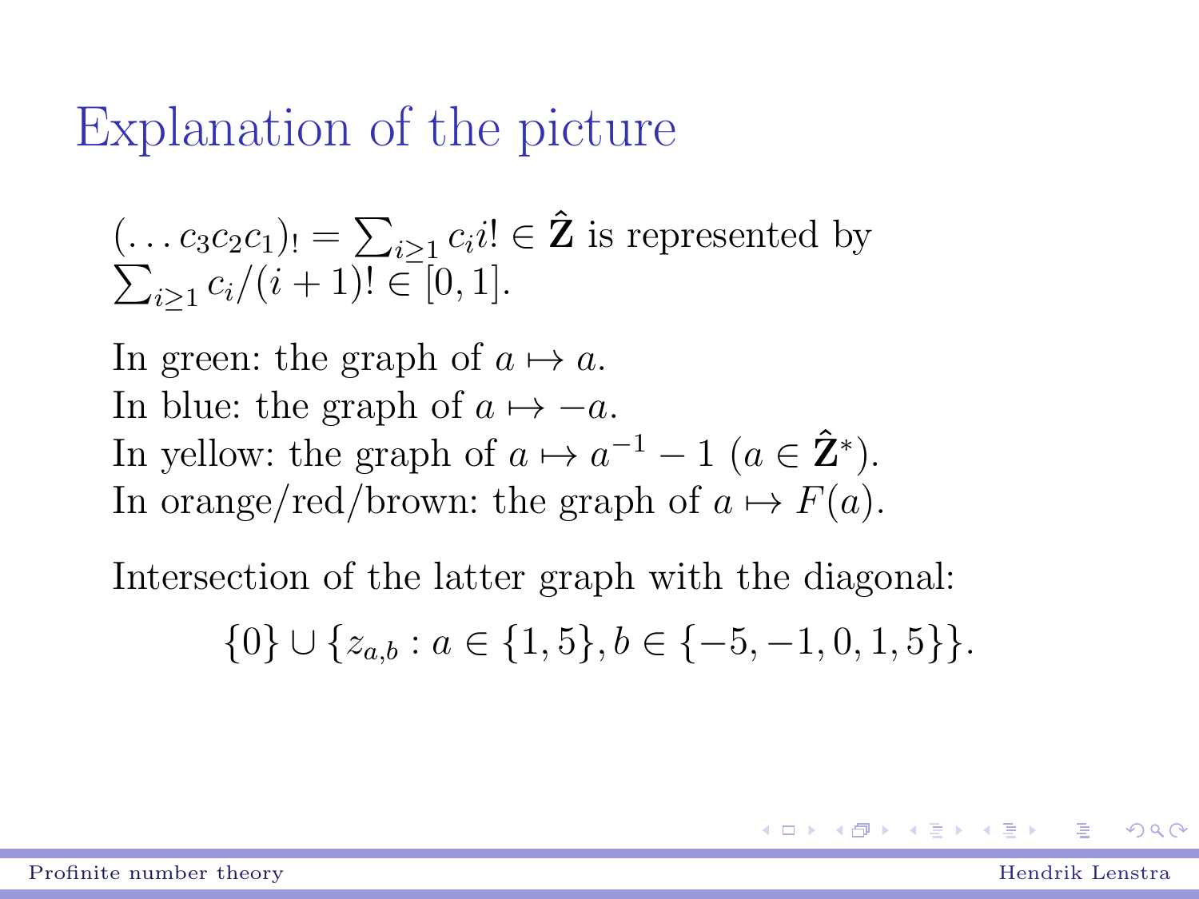# Explanation of the picture

$(\ldots c_3 c_2 c_1)_! = \sum_{i \geq 1} c_i i! \in \hat{\mathbf{Z}}$ is represented by $\sum_{i \geq 1} c_i/(i+1)! \in [0, 1]$.

In green: the graph of $a \mapsto a$.
In blue: the graph of $a \mapsto -a$.
In yellow: the graph of $a \mapsto a^{-1} - 1$ ($a \in \hat{\mathbf{Z}}^*$).
In orange/red/brown: the graph of $a \mapsto F(a)$.

Intersection of the latter graph with the diagonal:

$$\{0\} \cup \{z_{a,b} : a \in \{1, 5\}, b \in \{-5, -1, 0, 1, 5\}\}.$$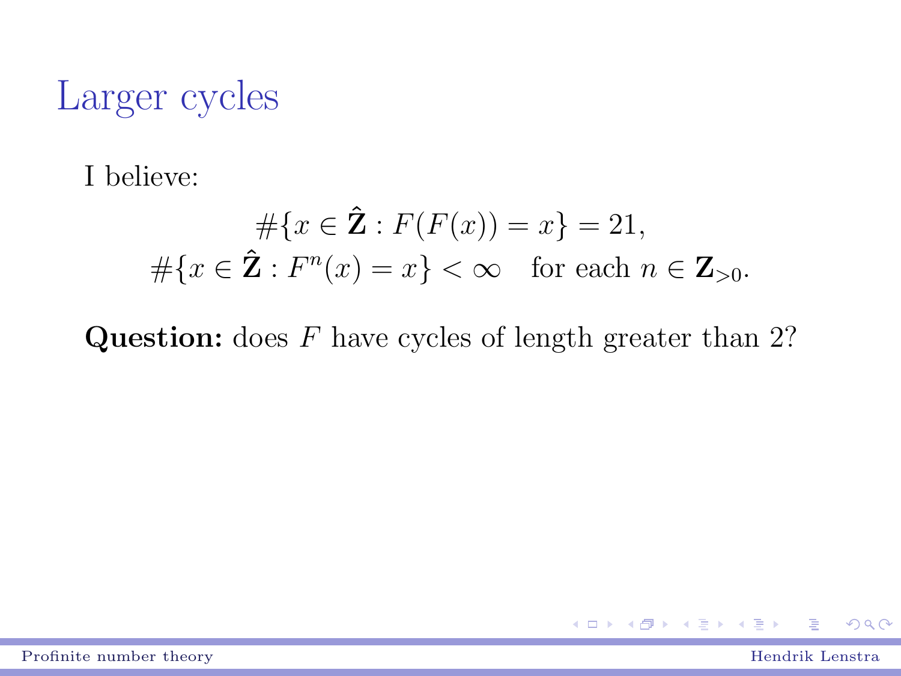# Larger cycles

I believe:

$$\#\{x \in \hat{\mathbf{Z}} : F(F(x)) = x\} = 21,$$
$$\#\{x \in \hat{\mathbf{Z}} : F^n(x) = x\} < \infty \quad \text{for each } n \in \mathbf{Z}_{>0}.$$

**Question:** does $F$ have cycles of length greater than 2?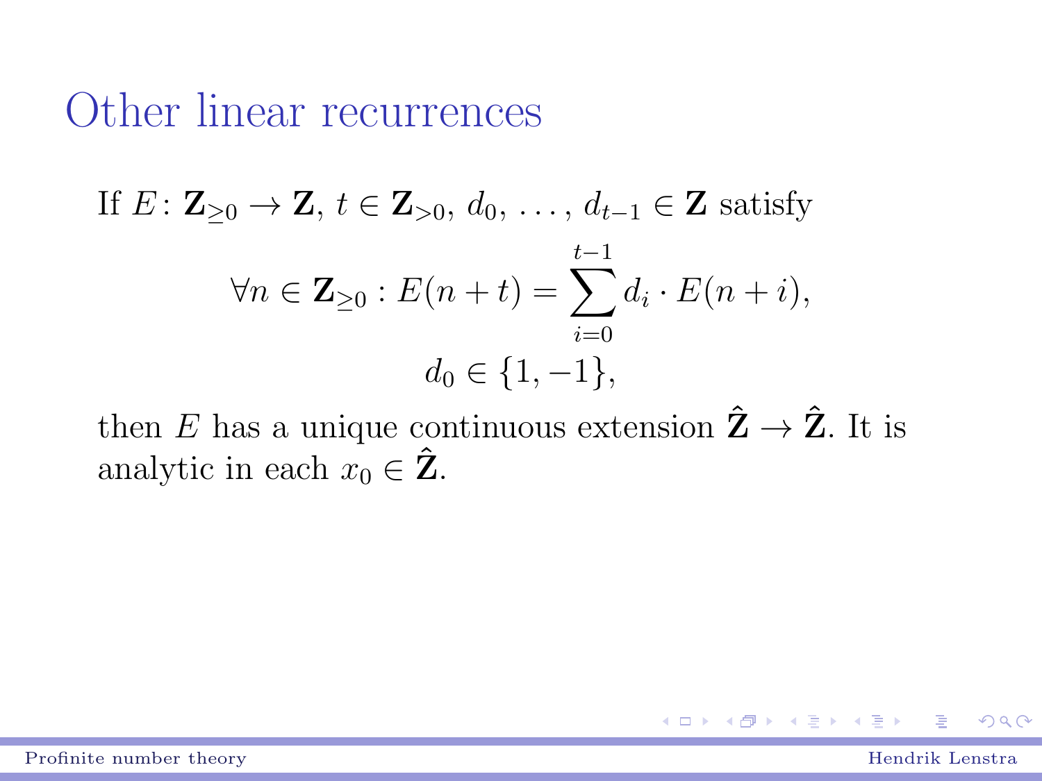# Other linear recurrences

If $E\colon \mathbf{Z}_{\geq 0} \to \mathbf{Z}$, $t \in \mathbf{Z}_{>0}$, $d_0, \ldots, d_{t-1} \in \mathbf{Z}$ satisfy

$$\forall n \in \mathbf{Z}_{\geq 0} : E(n+t) = \sum_{i=0}^{t-1} d_i \cdot E(n+i),$$

$$d_0 \in \{1, -1\},$$

then $E$ has a unique continuous extension $\hat{\mathbf{Z}} \to \hat{\mathbf{Z}}$. It is analytic in each $x_0 \in \hat{\mathbf{Z}}$.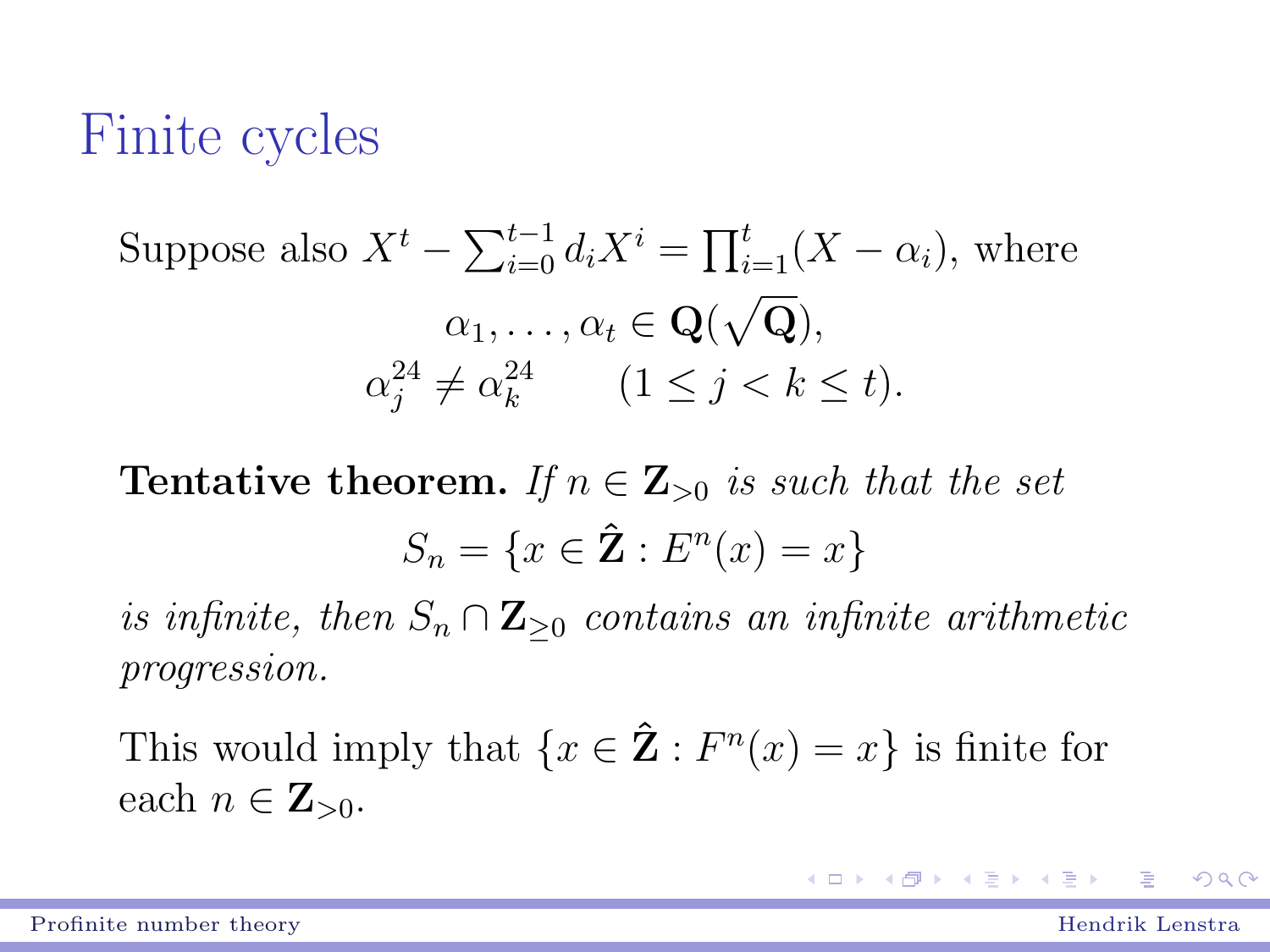# Finite cycles

Suppose also $X^t - \sum_{i=0}^{t-1} d_i X^i = \prod_{i=1}^{t} (X - \alpha_i)$, where

$$\alpha_1, \ldots, \alpha_t \in \mathbf{Q}(\sqrt{\mathbf{Q}}),$$
$$\alpha_j^{24} \neq \alpha_k^{24} \qquad (1 \leq j < k \leq t).$$

**Tentative theorem.** *If $n \in \mathbf{Z}_{>0}$ is such that the set*

$$S_n = \{x \in \hat{\mathbf{Z}} : E^n(x) = x\}$$

*is infinite, then $S_n \cap \mathbf{Z}_{\geq 0}$ contains an infinite arithmetic progression.*

This would imply that $\{x \in \hat{\mathbf{Z}} : F^n(x) = x\}$ is finite for each $n \in \mathbf{Z}_{>0}$.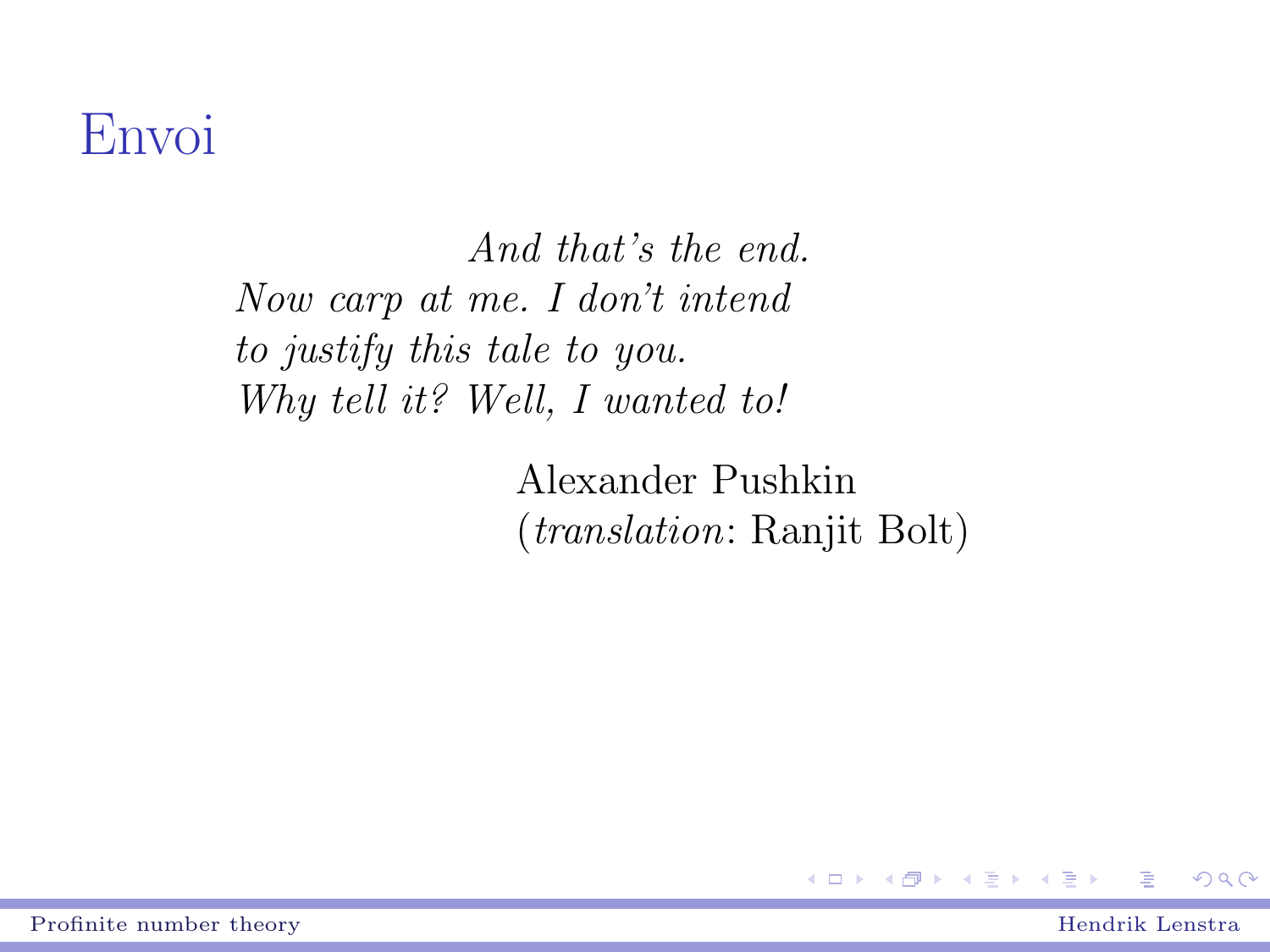# Envoi

*And that's the end.*  
*Now carp at me. I don't intend*  
*to justify this tale to you.*  
*Why tell it? Well, I wanted to!*

Alexander Pushkin  
(*translation*: Ranjit Bolt)